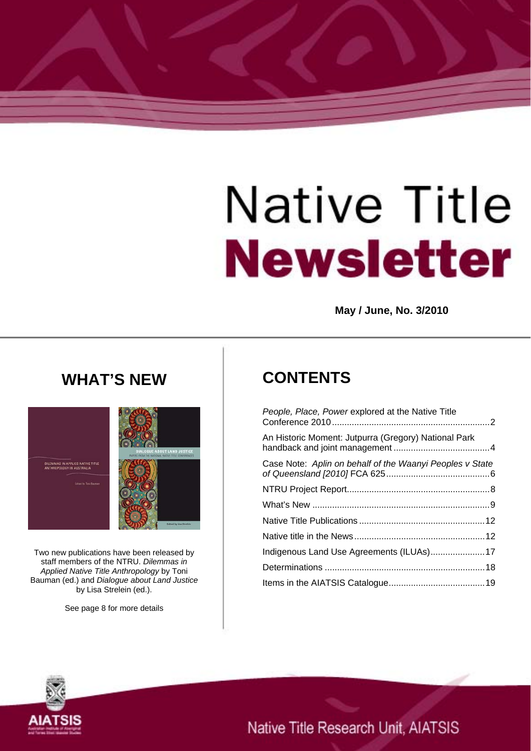# Native Title Newsletter

**May / June, No. 3/2010**

## WHAT'S NEW

Two new publications have been released by staff members of the NTRU. *Dilemmas in Applied Native Title Anthropology* by Toni Bauman (ed.) and *Dialogue about Land Justice* by Lisa Strelein (ed.).

See page 8 for more details

## CONTENTS

*People, Place, Power* explored at the Native Title Conference 2010 ............ 2

An Historic Moment: Jutpurra (Gregory) National Park handback and joint management ............ 4

Case Note: *Aplin on behalf of the Waanyi Peoples v State of Queensland [2010]* FCA 625 ............ 6

NTRU Project Report ............ 8

What's New ............ 9

Native Title Publications ............ 12

Native title in the News ............ 12

Indigenous Land Use Agreements (ILUAs) ............ 17

Determinations ............ 18

Items in the AIATSIS Catalogue ............ 19

Native Title Research Unit, AIATSIS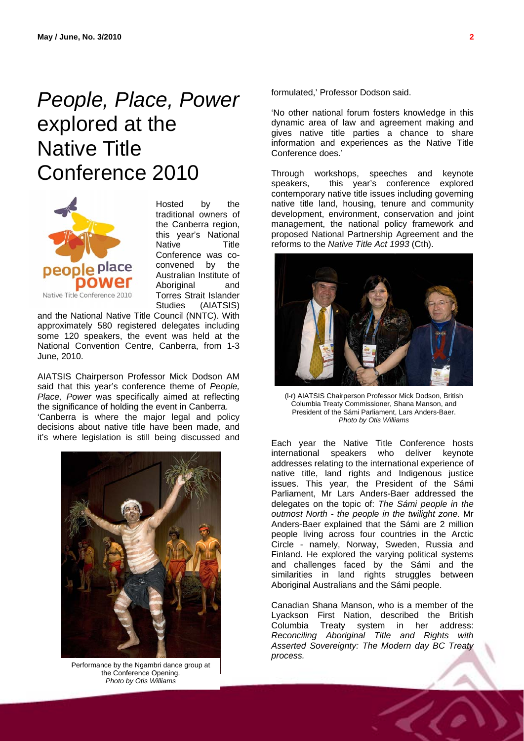# *People, Place, Power* explored at the Native Title Conference 2010

Hosted by the traditional owners of the Canberra region, this year's National Native Title Conference was co-convened by the Australian Institute of Aboriginal and Torres Strait Islander Studies (AIATSIS) and the National Native Title Council (NNTC). With approximately 580 registered delegates including some 120 speakers, the event was held at the National Convention Centre, Canberra, from 1-3 June, 2010.

AIATSIS Chairperson Professor Mick Dodson AM said that this year's conference theme of *People, Place, Power* was specifically aimed at reflecting the significance of holding the event in Canberra.

'Canberra is where the major legal and policy decisions about native title have been made, and it's where legislation is still being discussed and formulated,' Professor Dodson said.

Performance by the Ngambri dance group at the Conference Opening.
*Photo by Otis Williams*

'No other national forum fosters knowledge in this dynamic area of law and agreement making and gives native title parties a chance to share information and experiences as the Native Title Conference does.'

Through workshops, speeches and keynote speakers, this year's conference explored contemporary native title issues including governing native title land, housing, tenure and community development, environment, conservation and joint management, the national policy framework and proposed National Partnership Agreement and the reforms to the *Native Title Act 1993* (Cth).

(l-r) AIATSIS Chairperson Professor Mick Dodson, British Columbia Treaty Commissioner, Shana Manson, and President of the Sámi Parliament, Lars Anders-Baer.
*Photo by Otis Williams*

Each year the Native Title Conference hosts international speakers who deliver keynote addresses relating to the international experience of native title, land rights and Indigenous justice issues. This year, the President of the Sámi Parliament, Mr Lars Anders-Baer addressed the delegates on the topic of: *The Sámi people in the outmost North - the people in the twilight zone.* Mr Anders-Baer explained that the Sámi are 2 million people living across four countries in the Arctic Circle - namely, Norway, Sweden, Russia and Finland. He explored the varying political systems and challenges faced by the Sámi and the similarities in land rights struggles between Aboriginal Australians and the Sámi people.

Canadian Shana Manson, who is a member of the Lyackson First Nation, described the British Columbia Treaty system in her address: *Reconciling Aboriginal Title and Rights with Asserted Sovereignty: The Modern day BC Treaty process.*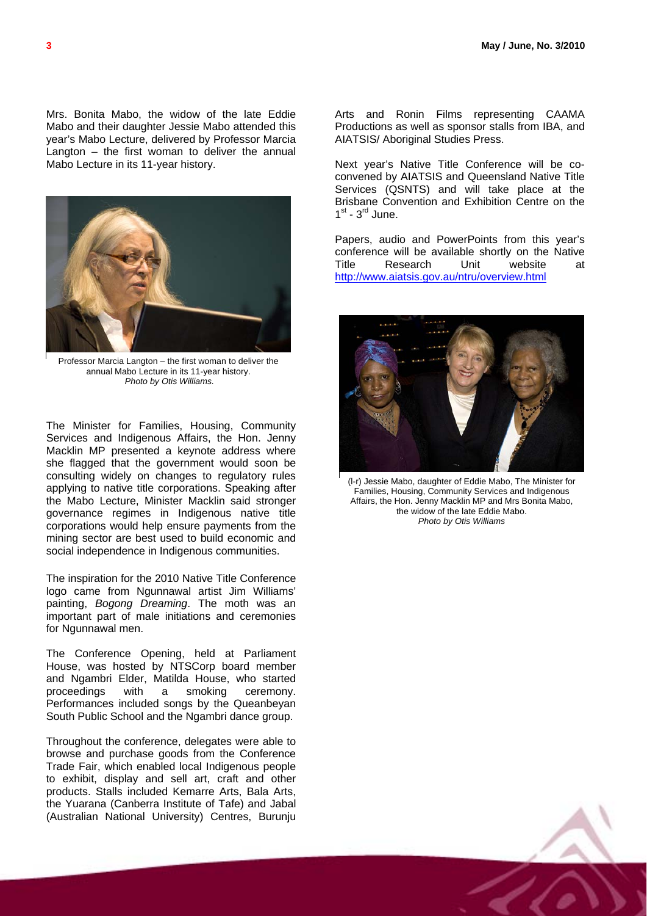Mrs. Bonita Mabo, the widow of the late Eddie Mabo and their daughter Jessie Mabo attended this year's Mabo Lecture, delivered by Professor Marcia Langton – the first woman to deliver the annual Mabo Lecture in its 11-year history.

Professor Marcia Langton – the first woman to deliver the annual Mabo Lecture in its 11-year history.
*Photo by Otis Williams.*

The Minister for Families, Housing, Community Services and Indigenous Affairs, the Hon. Jenny Macklin MP presented a keynote address where she flagged that the government would soon be consulting widely on changes to regulatory rules applying to native title corporations. Speaking after the Mabo Lecture, Minister Macklin said stronger governance regimes in Indigenous native title corporations would help ensure payments from the mining sector are best used to build economic and social independence in Indigenous communities.

The inspiration for the 2010 Native Title Conference logo came from Ngunnawal artist Jim Williams' painting, *Bogong Dreaming*. The moth was an important part of male initiations and ceremonies for Ngunnawal men.

The Conference Opening, held at Parliament House, was hosted by NTSCorp board member and Ngambri Elder, Matilda House, who started proceedings with a smoking ceremony. Performances included songs by the Queanbeyan South Public School and the Ngambri dance group.

Throughout the conference, delegates were able to browse and purchase goods from the Conference Trade Fair, which enabled local Indigenous people to exhibit, display and sell art, craft and other products. Stalls included Kemarre Arts, Bala Arts, the Yuarana (Canberra Institute of Tafe) and Jabal (Australian National University) Centres, Burunju Arts and Ronin Films representing CAAMA Productions as well as sponsor stalls from IBA, and AIATSIS/ Aboriginal Studies Press.

Next year's Native Title Conference will be co-convened by AIATSIS and Queensland Native Title Services (QSNTS) and will take place at the Brisbane Convention and Exhibition Centre on the 1st - 3rd June.

Papers, audio and PowerPoints from this year's conference will be available shortly on the Native Title Research Unit website at http://www.aiatsis.gov.au/ntru/overview.html

(l-r) Jessie Mabo, daughter of Eddie Mabo, The Minister for Families, Housing, Community Services and Indigenous Affairs, the Hon. Jenny Macklin MP and Mrs Bonita Mabo, the widow of the late Eddie Mabo.
*Photo by Otis Williams*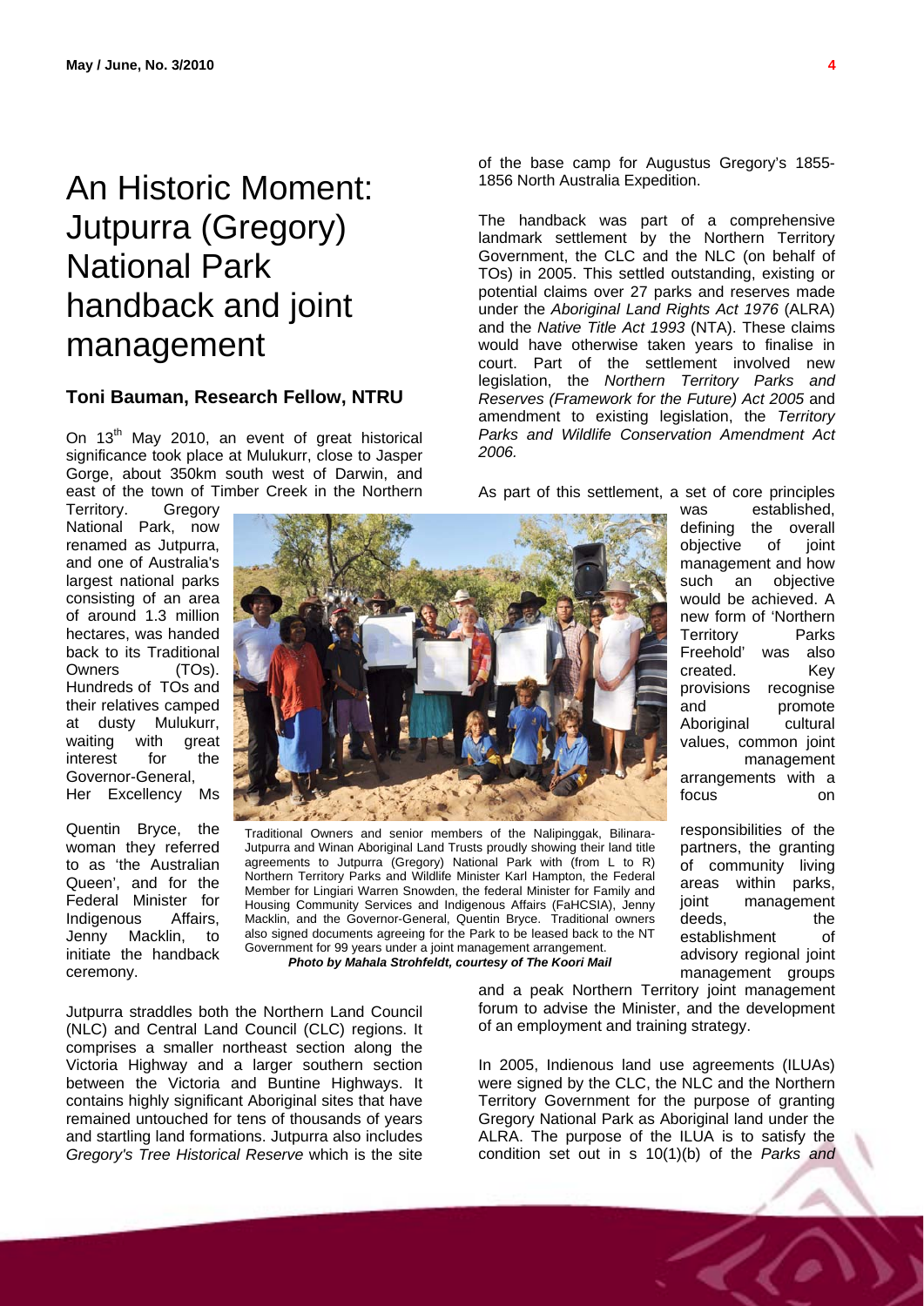# An Historic Moment: Jutpurra (Gregory) National Park handback and joint management

## Toni Bauman, Research Fellow, NTRU

On 13th May 2010, an event of great historical significance took place at Mulukurr, close to Jasper Gorge, about 350km south west of Darwin, and east of the town of Timber Creek in the Northern Territory. Gregory National Park, now renamed as Jutpurra, and one of Australia's largest national parks consisting of an area of around 1.3 million hectares, was handed back to its Traditional Owners (TOs). Hundreds of TOs and their relatives camped at dusty Mulukurr, waiting with great interest for the Governor-General, Her Excellency Ms Quentin Bryce, the woman they referred to as 'the Australian Queen', and for the Federal Minister for Indigenous Affairs, Jenny Macklin, to initiate the handback ceremony.

Traditional Owners and senior members of the Nalipinggak, Bilinara-Jutpurra and Winan Aboriginal Land Trusts proudly showing their land title agreements to Jutpurra (Gregory) National Park with (from L to R) Northern Territory Parks and Wildlife Minister Karl Hampton, the Federal Member for Lingiari Warren Snowden, the federal Minister for Family and Housing Community Services and Indigenous Affairs (FaHCSIA), Jenny Macklin, and the Governor-General, Quentin Bryce. Traditional owners also signed documents agreeing for the Park to be leased back to the NT Government for 99 years under a joint management arrangement.
***Photo by Mahala Strohfeldt, courtesy of The Koori Mail***

Jutpurra straddles both the Northern Land Council (NLC) and Central Land Council (CLC) regions. It comprises a smaller northeast section along the Victoria Highway and a larger southern section between the Victoria and Buntine Highways. It contains highly significant Aboriginal sites that have remained untouched for tens of thousands of years and startling land formations. Jutpurra also includes *Gregory's Tree Historical Reserve* which is the site of the base camp for Augustus Gregory's 1855-1856 North Australia Expedition.

The handback was part of a comprehensive landmark settlement by the Northern Territory Government, the CLC and the NLC (on behalf of TOs) in 2005. This settled outstanding, existing or potential claims over 27 parks and reserves made under the *Aboriginal Land Rights Act 1976* (ALRA) and the *Native Title Act 1993* (NTA). These claims would have otherwise taken years to finalise in court. Part of the settlement involved new legislation, the *Northern Territory Parks and Reserves (Framework for the Future) Act 2005* and amendment to existing legislation, the *Territory Parks and Wildlife Conservation Amendment Act 2006.*

As part of this settlement, a set of core principles was established, defining the overall objective of joint management and how such an objective would be achieved. A new form of 'Northern Territory Parks Freehold' was also created. Key provisions recognise and promote Aboriginal cultural values, common joint management arrangements with a focus on responsibilities of the partners, the granting of community living areas within parks, joint management deeds, the establishment of advisory regional joint management groups and a peak Northern Territory joint management forum to advise the Minister, and the development of an employment and training strategy.

In 2005, Indienous land use agreements (ILUAs) were signed by the CLC, the NLC and the Northern Territory Government for the purpose of granting Gregory National Park as Aboriginal land under the ALRA. The purpose of the ILUA is to satisfy the condition set out in s 10(1)(b) of the *Parks and*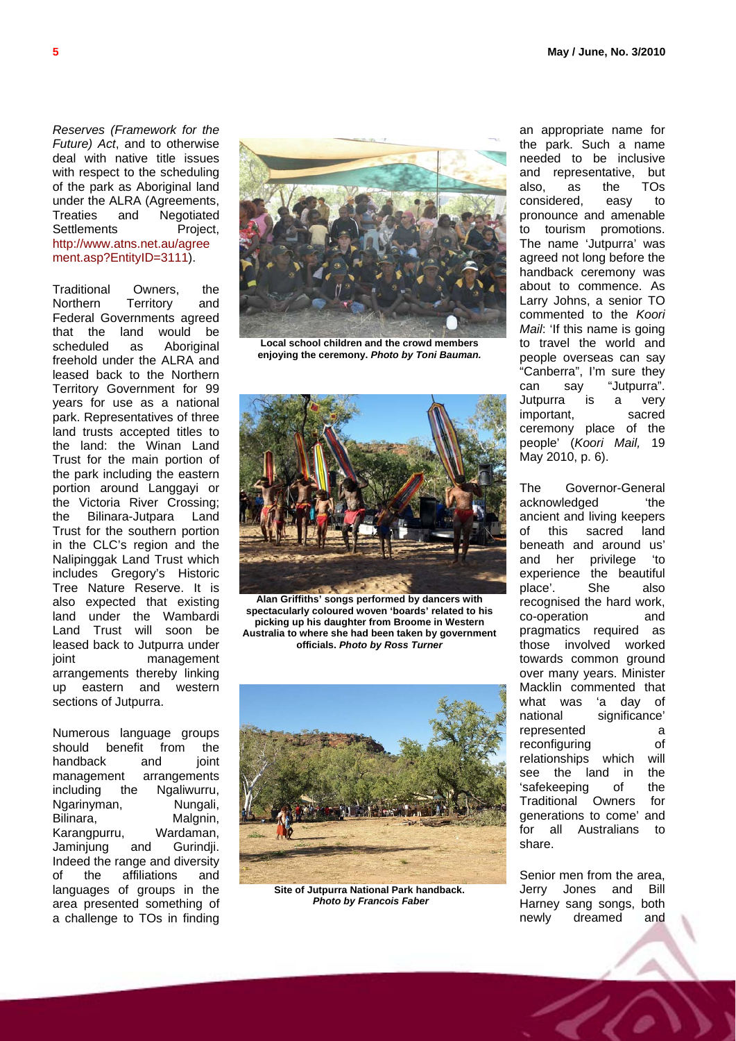*Reserves (Framework for the Future) Act*, and to otherwise deal with native title issues with respect to the scheduling of the park as Aboriginal land under the ALRA (Agreements, Treaties and Negotiated Settlements Project, http://www.atns.net.au/agreement.asp?EntityID=3111).

Traditional Owners, the Northern Territory and Federal Governments agreed that the land would be scheduled as Aboriginal freehold under the ALRA and leased back to the Northern Territory Government for 99 years for use as a national park. Representatives of three land trusts accepted titles to the land: the Winan Land Trust for the main portion of the park including the eastern portion around Langgayi or the Victoria River Crossing; the Bilinara-Jutpara Land Trust for the southern portion in the CLC's region and the Nalipinggak Land Trust which includes Gregory's Historic Tree Nature Reserve. It is also expected that existing land under the Wambardi Land Trust will soon be leased back to Jutpurra under joint management arrangements thereby linking up eastern and western sections of Jutpurra.

Numerous language groups should benefit from the handback and joint management arrangements including the Ngaliwurru, Ngarinyman, Nungali, Bilinara, Malgnin, Karangpurru, Wardaman, Jaminjung and Gurindji. Indeed the range and diversity of the affiliations and languages of groups in the area presented something of a challenge to TOs in finding an appropriate name for the park. Such a name needed to be inclusive and representative, but also, as the TOs considered, easy to pronounce and amenable to tourism promotions. The name 'Jutpurra' was agreed not long before the handback ceremony was about to commence. As Larry Johns, a senior TO commented to the *Koori Mail*: 'If this name is going to travel the world and people overseas can say "Canberra", I'm sure they can say "Jutpurra". Jutpurra is a very important, sacred ceremony place of the people' (*Koori Mail,* 19 May 2010, p. 6).

**Local school children and the crowd members enjoying the ceremony. *Photo by Toni Bauman.***

**Alan Griffiths' songs performed by dancers with spectacularly coloured woven 'boards' related to his picking up his daughter from Broome in Western Australia to where she had been taken by government officials. *Photo by Ross Turner***

**Site of Jutpurra National Park handback. *Photo by Francois Faber***

The Governor-General acknowledged 'the ancient and living keepers of this sacred land beneath and around us' and her privilege 'to experience the beautiful place'. She also recognised the hard work, co-operation and pragmatics required as those involved worked towards common ground over many years. Minister Macklin commented that what was 'a day of national significance' represented a reconfiguring of relationships which will see the land in the 'safekeeping of the Traditional Owners for generations to come' and for all Australians to share.

Senior men from the area, Jerry Jones and Bill Harney sang songs, both newly dreamed and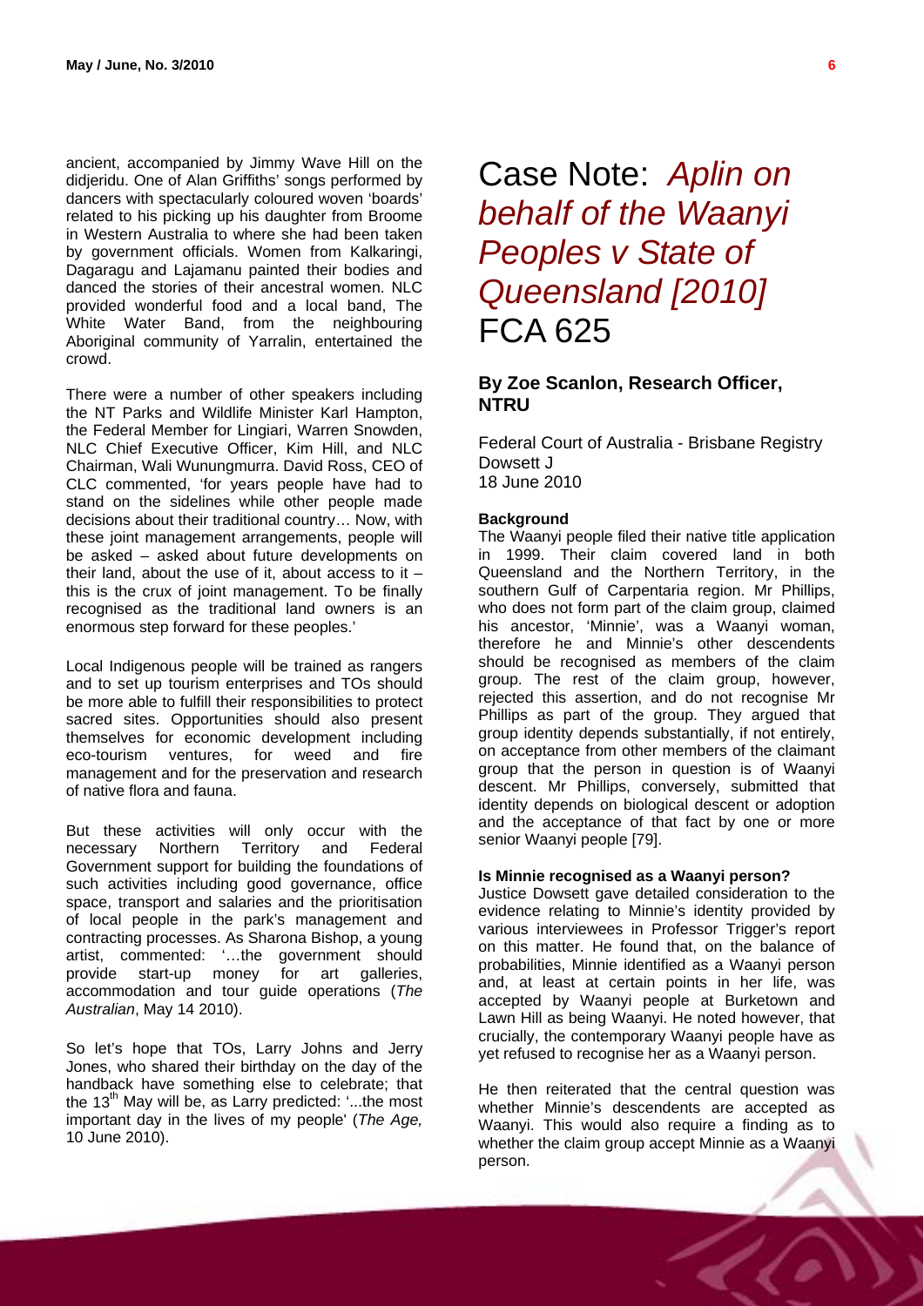ancient, accompanied by Jimmy Wave Hill on the didjeridu. One of Alan Griffiths' songs performed by dancers with spectacularly coloured woven 'boards' related to his picking up his daughter from Broome in Western Australia to where she had been taken by government officials. Women from Kalkaringi, Dagaragu and Lajamanu painted their bodies and danced the stories of their ancestral women. NLC provided wonderful food and a local band, The White Water Band, from the neighbouring Aboriginal community of Yarralin, entertained the crowd.

There were a number of other speakers including the NT Parks and Wildlife Minister Karl Hampton, the Federal Member for Lingiari, Warren Snowden, NLC Chief Executive Officer, Kim Hill, and NLC Chairman, Wali Wunungmurra. David Ross, CEO of CLC commented, 'for years people have had to stand on the sidelines while other people made decisions about their traditional country… Now, with these joint management arrangements, people will be asked – asked about future developments on their land, about the use of it, about access to it – this is the crux of joint management. To be finally recognised as the traditional land owners is an enormous step forward for these peoples.'

Local Indigenous people will be trained as rangers and to set up tourism enterprises and TOs should be more able to fulfill their responsibilities to protect sacred sites. Opportunities should also present themselves for economic development including eco-tourism ventures, for weed and fire management and for the preservation and research of native flora and fauna.

But these activities will only occur with the necessary Northern Territory and Federal Government support for building the foundations of such activities including good governance, office space, transport and salaries and the prioritisation of local people in the park's management and contracting processes. As Sharona Bishop, a young artist, commented: '…the government should provide start-up money for art galleries, accommodation and tour guide operations (*The Australian*, May 14 2010).

So let's hope that TOs, Larry Johns and Jerry Jones, who shared their birthday on the day of the handback have something else to celebrate; that the 13th May will be, as Larry predicted: '...the most important day in the lives of my people' (*The Age,* 10 June 2010).

# Case Note: *Aplin on behalf of the Waanyi Peoples v State of Queensland [2010]* FCA 625

### By Zoe Scanlon, Research Officer, NTRU

Federal Court of Australia - Brisbane Registry
Dowsett J
18 June 2010

**Background**

The Waanyi people filed their native title application in 1999. Their claim covered land in both Queensland and the Northern Territory, in the southern Gulf of Carpentaria region. Mr Phillips, who does not form part of the claim group, claimed his ancestor, 'Minnie', was a Waanyi woman, therefore he and Minnie's other descendents should be recognised as members of the claim group. The rest of the claim group, however, rejected this assertion, and do not recognise Mr Phillips as part of the group. They argued that group identity depends substantially, if not entirely, on acceptance from other members of the claimant group that the person in question is of Waanyi descent. Mr Phillips, conversely, submitted that identity depends on biological descent or adoption and the acceptance of that fact by one or more senior Waanyi people [79].

**Is Minnie recognised as a Waanyi person?**

Justice Dowsett gave detailed consideration to the evidence relating to Minnie's identity provided by various interviewees in Professor Trigger's report on this matter. He found that, on the balance of probabilities, Minnie identified as a Waanyi person and, at least at certain points in her life, was accepted by Waanyi people at Burketown and Lawn Hill as being Waanyi. He noted however, that crucially, the contemporary Waanyi people have as yet refused to recognise her as a Waanyi person.

He then reiterated that the central question was whether Minnie's descendents are accepted as Waanyi. This would also require a finding as to whether the claim group accept Minnie as a Waanyi person.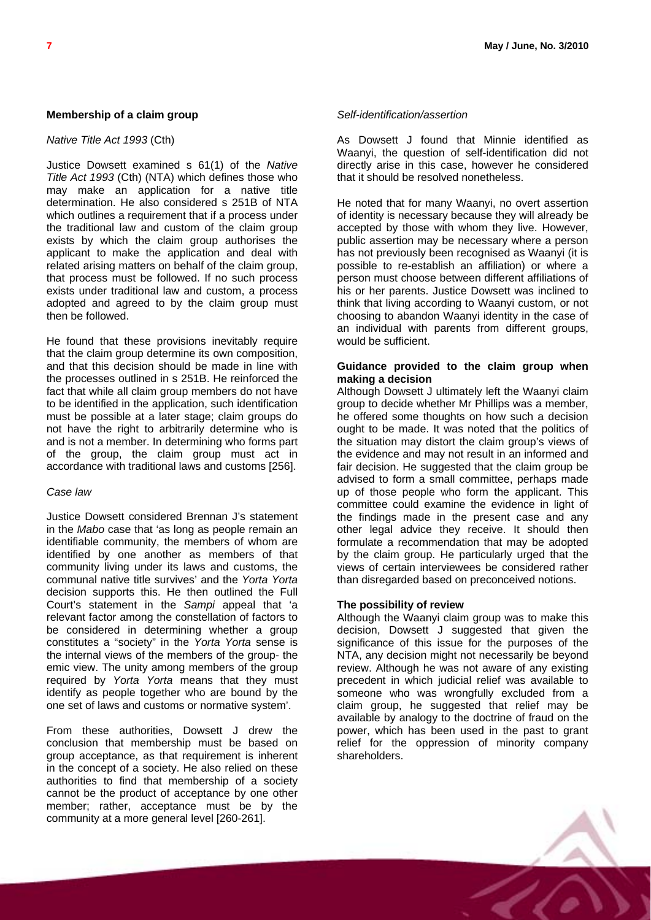### Membership of a claim group

*Native Title Act 1993* (Cth)

Justice Dowsett examined s 61(1) of the *Native Title Act 1993* (Cth) (NTA) which defines those who may make an application for a native title determination. He also considered s 251B of NTA which outlines a requirement that if a process under the traditional law and custom of the claim group exists by which the claim group authorises the applicant to make the application and deal with related arising matters on behalf of the claim group, that process must be followed. If no such process exists under traditional law and custom, a process adopted and agreed to by the claim group must then be followed.

He found that these provisions inevitably require that the claim group determine its own composition, and that this decision should be made in line with the processes outlined in s 251B. He reinforced the fact that while all claim group members do not have to be identified in the application, such identification must be possible at a later stage; claim groups do not have the right to arbitrarily determine who is and is not a member. In determining who forms part of the group, the claim group must act in accordance with traditional laws and customs [256].

*Case law*

Justice Dowsett considered Brennan J's statement in the *Mabo* case that 'as long as people remain an identifiable community, the members of whom are identified by one another as members of that community living under its laws and customs, the communal native title survives' and the *Yorta Yorta* decision supports this. He then outlined the Full Court's statement in the *Sampi* appeal that 'a relevant factor among the constellation of factors to be considered in determining whether a group constitutes a "society" in the *Yorta Yorta* sense is the internal views of the members of the group- the emic view. The unity among members of the group required by *Yorta Yorta* means that they must identify as people together who are bound by the one set of laws and customs or normative system'.

From these authorities, Dowsett J drew the conclusion that membership must be based on group acceptance, as that requirement is inherent in the concept of a society. He also relied on these authorities to find that membership of a society cannot be the product of acceptance by one other member; rather, acceptance must be by the community at a more general level [260-261].

*Self-identification/assertion*

As Dowsett J found that Minnie identified as Waanyi, the question of self-identification did not directly arise in this case, however he considered that it should be resolved nonetheless.

He noted that for many Waanyi, no overt assertion of identity is necessary because they will already be accepted by those with whom they live. However, public assertion may be necessary where a person has not previously been recognised as Waanyi (it is possible to re-establish an affiliation) or where a person must choose between different affiliations of his or her parents. Justice Dowsett was inclined to think that living according to Waanyi custom, or not choosing to abandon Waanyi identity in the case of an individual with parents from different groups, would be sufficient.

### Guidance provided to the claim group when making a decision

Although Dowsett J ultimately left the Waanyi claim group to decide whether Mr Phillips was a member, he offered some thoughts on how such a decision ought to be made. It was noted that the politics of the situation may distort the claim group's views of the evidence and may not result in an informed and fair decision. He suggested that the claim group be advised to form a small committee, perhaps made up of those people who form the applicant. This committee could examine the evidence in light of the findings made in the present case and any other legal advice they receive. It should then formulate a recommendation that may be adopted by the claim group. He particularly urged that the views of certain interviewees be considered rather than disregarded based on preconceived notions.

### The possibility of review

Although the Waanyi claim group was to make this decision, Dowsett J suggested that given the significance of this issue for the purposes of the NTA, any decision might not necessarily be beyond review. Although he was not aware of any existing precedent in which judicial relief was available to someone who was wrongfully excluded from a claim group, he suggested that relief may be available by analogy to the doctrine of fraud on the power, which has been used in the past to grant relief for the oppression of minority company shareholders.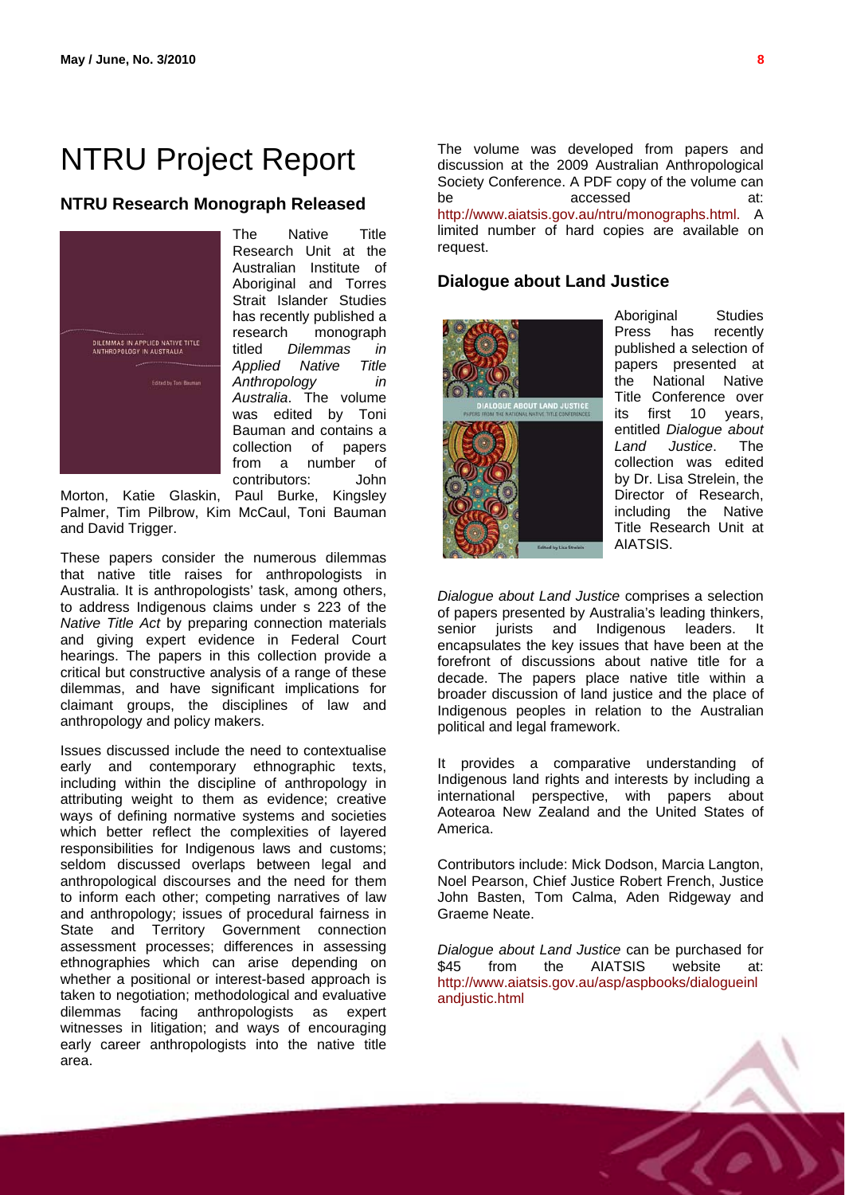# NTRU Project Report

## NTRU Research Monograph Released

The Native Title Research Unit at the Australian Institute of Aboriginal and Torres Strait Islander Studies has recently published a research monograph titled *Dilemmas in Applied Native Title Anthropology in Australia*. The volume was edited by Toni Bauman and contains a collection of papers from a number of contributors: John Morton, Katie Glaskin, Paul Burke, Kingsley Palmer, Tim Pilbrow, Kim McCaul, Toni Bauman and David Trigger.

These papers consider the numerous dilemmas that native title raises for anthropologists in Australia. It is anthropologists' task, among others, to address Indigenous claims under s 223 of the *Native Title Act* by preparing connection materials and giving expert evidence in Federal Court hearings. The papers in this collection provide a critical but constructive analysis of a range of these dilemmas, and have significant implications for claimant groups, the disciplines of law and anthropology and policy makers.

Issues discussed include the need to contextualise early and contemporary ethnographic texts, including within the discipline of anthropology in attributing weight to them as evidence; creative ways of defining normative systems and societies which better reflect the complexities of layered responsibilities for Indigenous laws and customs; seldom discussed overlaps between legal and anthropological discourses and the need for them to inform each other; competing narratives of law and anthropology; issues of procedural fairness in State and Territory Government connection assessment processes; differences in assessing ethnographies which can arise depending on whether a positional or interest-based approach is taken to negotiation; methodological and evaluative dilemmas facing anthropologists as expert witnesses in litigation; and ways of encouraging early career anthropologists into the native title area.

The volume was developed from papers and discussion at the 2009 Australian Anthropological Society Conference. A PDF copy of the volume can be accessed at: http://www.aiatsis.gov.au/ntru/monographs.html. A limited number of hard copies are available on request.

## Dialogue about Land Justice

Aboriginal Studies Press has recently published a selection of papers presented at the National Native Title Conference over its first 10 years, entitled *Dialogue about Land Justice*. The collection was edited by Dr. Lisa Strelein, the Director of Research, including the Native Title Research Unit at AIATSIS.

*Dialogue about Land Justice* comprises a selection of papers presented by Australia's leading thinkers, senior jurists and Indigenous leaders. It encapsulates the key issues that have been at the forefront of discussions about native title for a decade. The papers place native title within a broader discussion of land justice and the place of Indigenous peoples in relation to the Australian political and legal framework.

It provides a comparative understanding of Indigenous land rights and interests by including a international perspective, with papers about Aotearoa New Zealand and the United States of America.

Contributors include: Mick Dodson, Marcia Langton, Noel Pearson, Chief Justice Robert French, Justice John Basten, Tom Calma, Aden Ridgeway and Graeme Neate.

*Dialogue about Land Justice* can be purchased for $45 from the AIATSIS website at: http://www.aiatsis.gov.au/asp/aspbooks/dialogueinlandjustic.html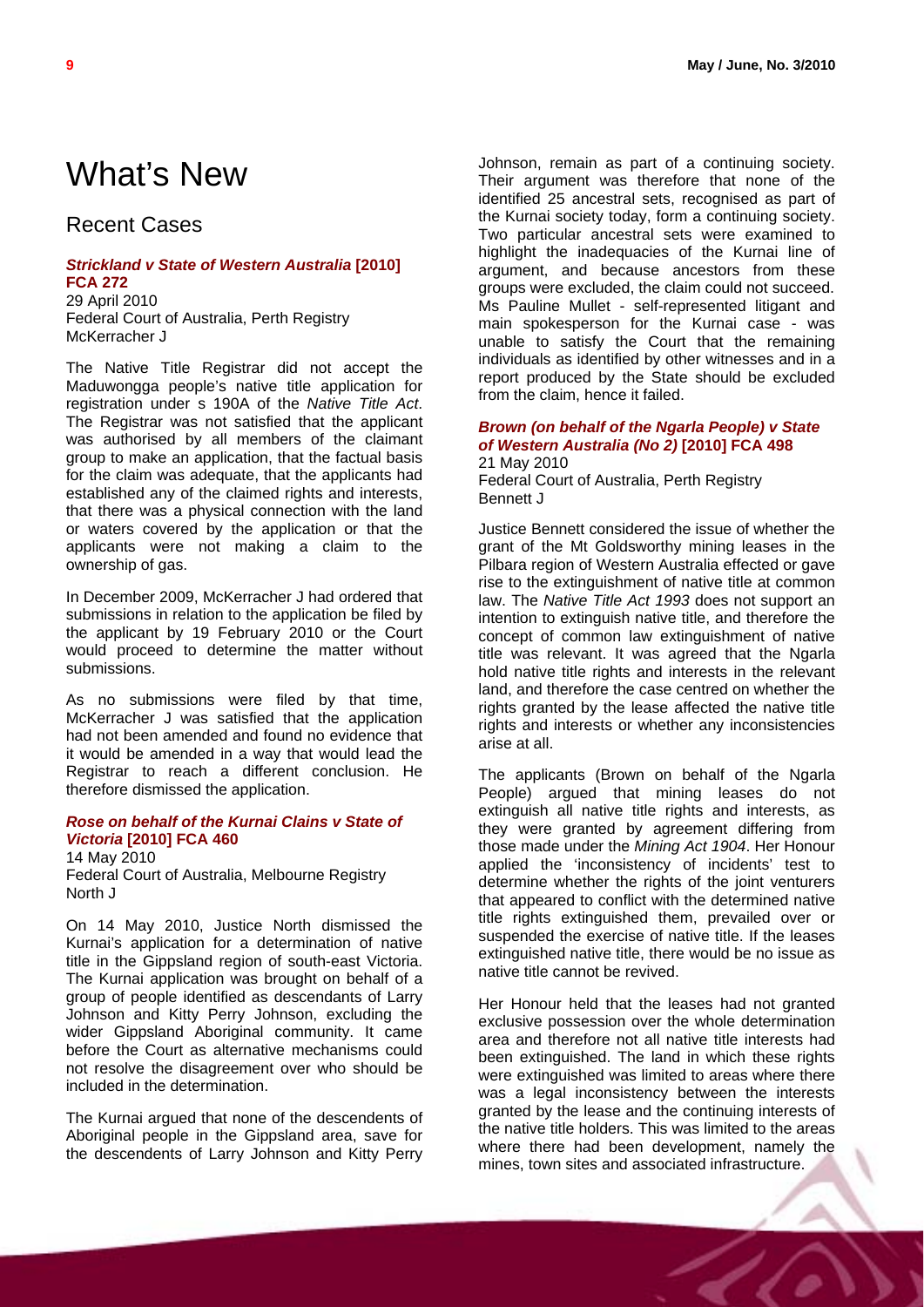# What's New

## Recent Cases

### *Strickland v State of Western Australia* [2010] FCA 272

29 April 2010
Federal Court of Australia, Perth Registry
McKerracher J

The Native Title Registrar did not accept the Maduwongga people's native title application for registration under s 190A of the *Native Title Act*. The Registrar was not satisfied that the applicant was authorised by all members of the claimant group to make an application, that the factual basis for the claim was adequate, that the applicants had established any of the claimed rights and interests, that there was a physical connection with the land or waters covered by the application or that the applicants were not making a claim to the ownership of gas.

In December 2009, McKerracher J had ordered that submissions in relation to the application be filed by the applicant by 19 February 2010 or the Court would proceed to determine the matter without submissions.

As no submissions were filed by that time, McKerracher J was satisfied that the application had not been amended and found no evidence that it would be amended in a way that would lead the Registrar to reach a different conclusion. He therefore dismissed the application.

### *Rose on behalf of the Kurnai Clains v State of Victoria* [2010] FCA 460

14 May 2010
Federal Court of Australia, Melbourne Registry
North J

On 14 May 2010, Justice North dismissed the Kurnai's application for a determination of native title in the Gippsland region of south-east Victoria. The Kurnai application was brought on behalf of a group of people identified as descendants of Larry Johnson and Kitty Perry Johnson, excluding the wider Gippsland Aboriginal community. It came before the Court as alternative mechanisms could not resolve the disagreement over who should be included in the determination.

The Kurnai argued that none of the descendents of Aboriginal people in the Gippsland area, save for the descendents of Larry Johnson and Kitty Perry Johnson, remain as part of a continuing society. Their argument was therefore that none of the identified 25 ancestral sets, recognised as part of the Kurnai society today, form a continuing society. Two particular ancestral sets were examined to highlight the inadequacies of the Kurnai line of argument, and because ancestors from these groups were excluded, the claim could not succeed. Ms Pauline Mullet - self-represented litigant and main spokesperson for the Kurnai case - was unable to satisfy the Court that the remaining individuals as identified by other witnesses and in a report produced by the State should be excluded from the claim, hence it failed.

### *Brown (on behalf of the Ngarla People) v State of Western Australia (No 2)* [2010] FCA 498

21 May 2010
Federal Court of Australia, Perth Registry
Bennett J

Justice Bennett considered the issue of whether the grant of the Mt Goldsworthy mining leases in the Pilbara region of Western Australia effected or gave rise to the extinguishment of native title at common law. The *Native Title Act 1993* does not support an intention to extinguish native title, and therefore the concept of common law extinguishment of native title was relevant. It was agreed that the Ngarla hold native title rights and interests in the relevant land, and therefore the case centred on whether the rights granted by the lease affected the native title rights and interests or whether any inconsistencies arise at all.

The applicants (Brown on behalf of the Ngarla People) argued that mining leases do not extinguish all native title rights and interests, as they were granted by agreement differing from those made under the *Mining Act 1904*. Her Honour applied the 'inconsistency of incidents' test to determine whether the rights of the joint venturers that appeared to conflict with the determined native title rights extinguished them, prevailed over or suspended the exercise of native title. If the leases extinguished native title, there would be no issue as native title cannot be revived.

Her Honour held that the leases had not granted exclusive possession over the whole determination area and therefore not all native title interests had been extinguished. The land in which these rights were extinguished was limited to areas where there was a legal inconsistency between the interests granted by the lease and the continuing interests of the native title holders. This was limited to the areas where there had been development, namely the mines, town sites and associated infrastructure.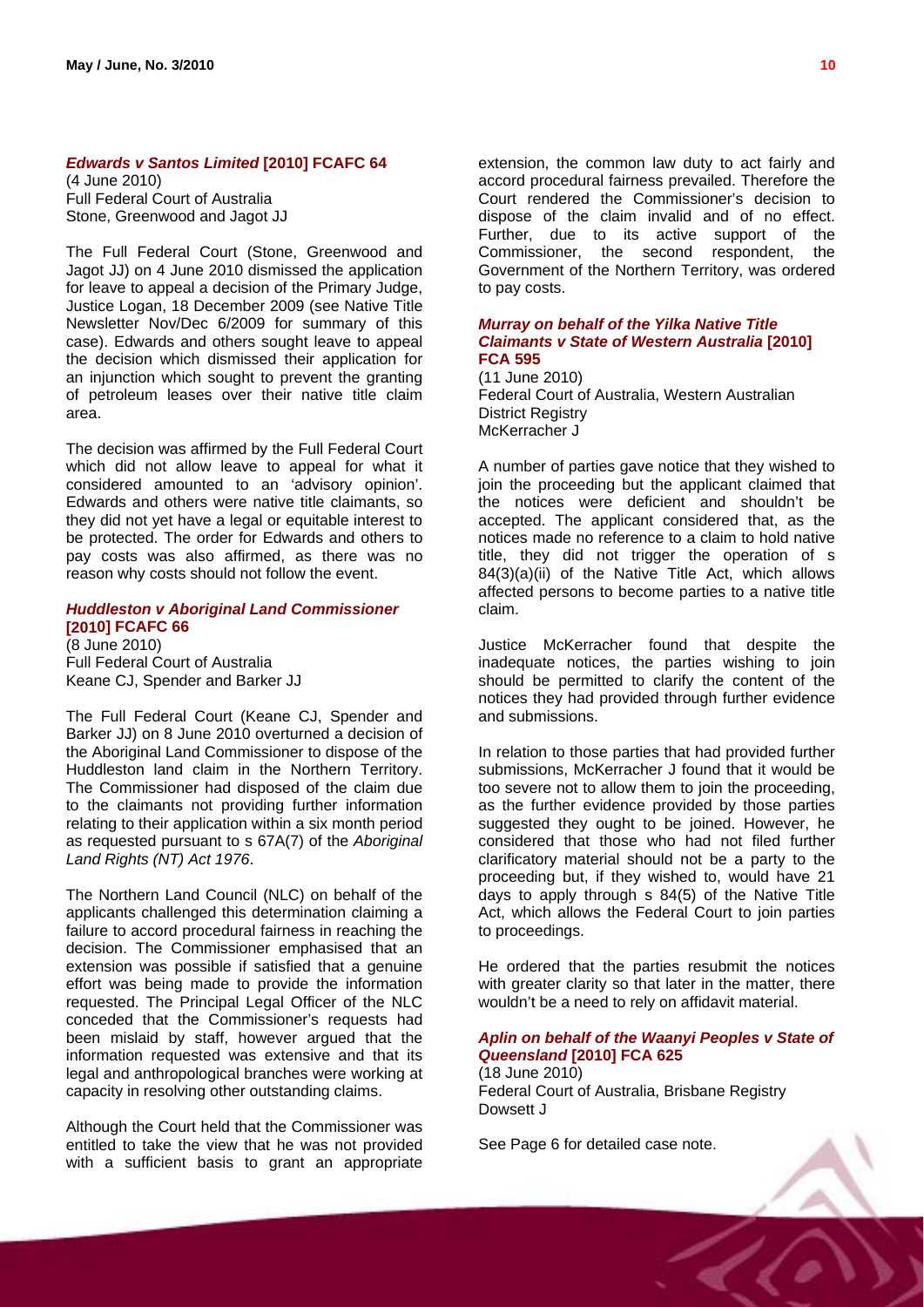### *Edwards v Santos Limited* [2010] FCAFC 64

(4 June 2010)
Full Federal Court of Australia
Stone, Greenwood and Jagot JJ

The Full Federal Court (Stone, Greenwood and Jagot JJ) on 4 June 2010 dismissed the application for leave to appeal a decision of the Primary Judge, Justice Logan, 18 December 2009 (see Native Title Newsletter Nov/Dec 6/2009 for summary of this case). Edwards and others sought leave to appeal the decision which dismissed their application for an injunction which sought to prevent the granting of petroleum leases over their native title claim area.

The decision was affirmed by the Full Federal Court which did not allow leave to appeal for what it considered amounted to an 'advisory opinion'. Edwards and others were native title claimants, so they did not yet have a legal or equitable interest to be protected. The order for Edwards and others to pay costs was also affirmed, as there was no reason why costs should not follow the event.

### *Huddleston v Aboriginal Land Commissioner* [2010] FCAFC 66

(8 June 2010)
Full Federal Court of Australia
Keane CJ, Spender and Barker JJ

The Full Federal Court (Keane CJ, Spender and Barker JJ) on 8 June 2010 overturned a decision of the Aboriginal Land Commissioner to dispose of the Huddleston land claim in the Northern Territory. The Commissioner had disposed of the claim due to the claimants not providing further information relating to their application within a six month period as requested pursuant to s 67A(7) of the *Aboriginal Land Rights (NT) Act 1976*.

The Northern Land Council (NLC) on behalf of the applicants challenged this determination claiming a failure to accord procedural fairness in reaching the decision. The Commissioner emphasised that an extension was possible if satisfied that a genuine effort was being made to provide the information requested. The Principal Legal Officer of the NLC conceded that the Commissioner's requests had been mislaid by staff, however argued that the information requested was extensive and that its legal and anthropological branches were working at capacity in resolving other outstanding claims.

Although the Court held that the Commissioner was entitled to take the view that he was not provided with a sufficient basis to grant an appropriate extension, the common law duty to act fairly and accord procedural fairness prevailed. Therefore the Court rendered the Commissioner's decision to dispose of the claim invalid and of no effect. Further, due to its active support of the Commissioner, the second respondent, the Government of the Northern Territory, was ordered to pay costs.

### *Murray on behalf of the Yilka Native Title Claimants v State of Western Australia* [2010] FCA 595

(11 June 2010)
Federal Court of Australia, Western Australian District Registry
McKerracher J

A number of parties gave notice that they wished to join the proceeding but the applicant claimed that the notices were deficient and shouldn't be accepted. The applicant considered that, as the notices made no reference to a claim to hold native title, they did not trigger the operation of s 84(3)(a)(ii) of the Native Title Act, which allows affected persons to become parties to a native title claim.

Justice McKerracher found that despite the inadequate notices, the parties wishing to join should be permitted to clarify the content of the notices they had provided through further evidence and submissions.

In relation to those parties that had provided further submissions, McKerracher J found that it would be too severe not to allow them to join the proceeding, as the further evidence provided by those parties suggested they ought to be joined. However, he considered that those who had not filed further clarificatory material should not be a party to the proceeding but, if they wished to, would have 21 days to apply through s 84(5) of the Native Title Act, which allows the Federal Court to join parties to proceedings.

He ordered that the parties resubmit the notices with greater clarity so that later in the matter, there wouldn't be a need to rely on affidavit material.

### *Aplin on behalf of the Waanyi Peoples v State of Queensland* [2010] FCA 625

(18 June 2010)
Federal Court of Australia, Brisbane Registry
Dowsett J

See Page 6 for detailed case note.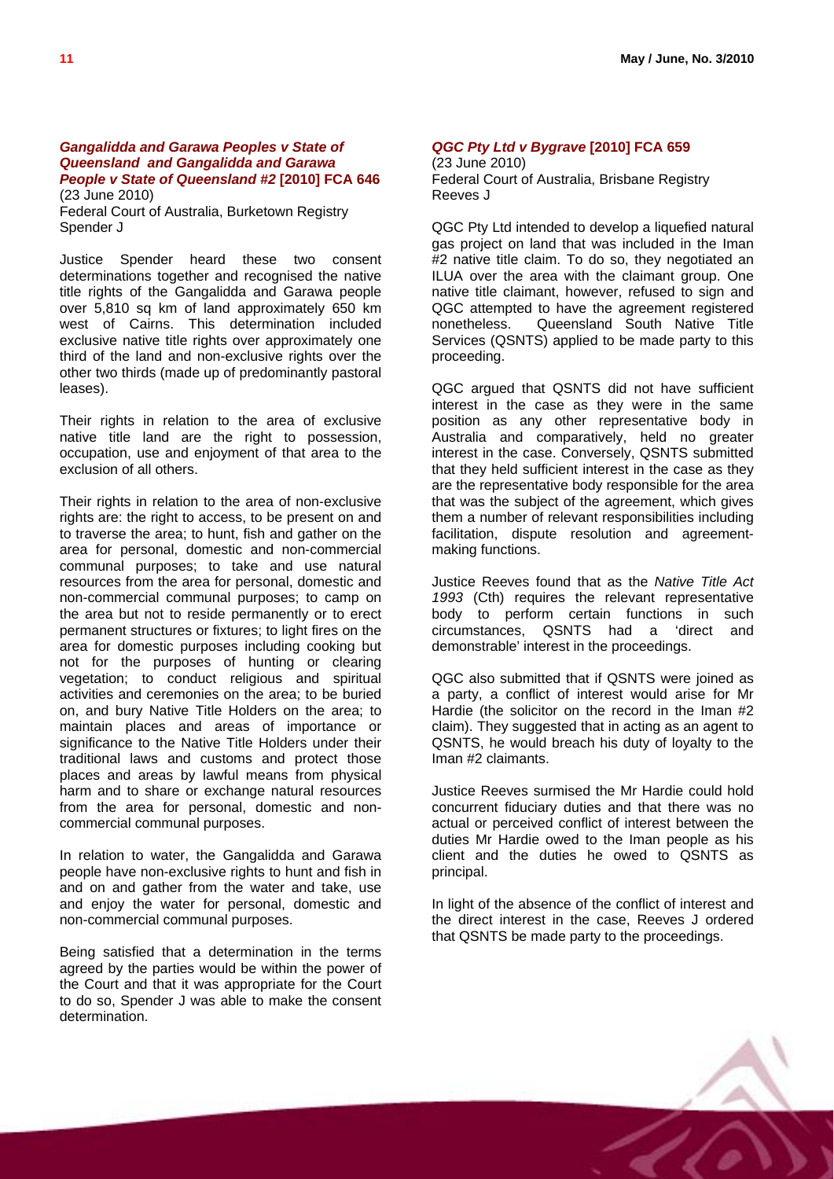### *Gangalidda and Garawa Peoples v State of Queensland and Gangalidda and Garawa People v State of Queensland #2* [2010] FCA 646

(23 June 2010)
Federal Court of Australia, Burketown Registry
Spender J

Justice Spender heard these two consent determinations together and recognised the native title rights of the Gangalidda and Garawa people over 5,810 sq km of land approximately 650 km west of Cairns. This determination included exclusive native title rights over approximately one third of the land and non-exclusive rights over the other two thirds (made up of predominantly pastoral leases).

Their rights in relation to the area of exclusive native title land are the right to possession, occupation, use and enjoyment of that area to the exclusion of all others.

Their rights in relation to the area of non-exclusive rights are: the right to access, to be present on and to traverse the area; to hunt, fish and gather on the area for personal, domestic and non-commercial communal purposes; to take and use natural resources from the area for personal, domestic and non-commercial communal purposes; to camp on the area but not to reside permanently or to erect permanent structures or fixtures; to light fires on the area for domestic purposes including cooking but not for the purposes of hunting or clearing vegetation; to conduct religious and spiritual activities and ceremonies on the area; to be buried on, and bury Native Title Holders on the area; to maintain places and areas of importance or significance to the Native Title Holders under their traditional laws and customs and protect those places and areas by lawful means from physical harm and to share or exchange natural resources from the area for personal, domestic and non-commercial communal purposes.

In relation to water, the Gangalidda and Garawa people have non-exclusive rights to hunt and fish in and on and gather from the water and take, use and enjoy the water for personal, domestic and non-commercial communal purposes.

Being satisfied that a determination in the terms agreed by the parties would be within the power of the Court and that it was appropriate for the Court to do so, Spender J was able to make the consent determination.

### *QGC Pty Ltd v Bygrave* [2010] FCA 659

(23 June 2010)
Federal Court of Australia, Brisbane Registry
Reeves J

QGC Pty Ltd intended to develop a liquefied natural gas project on land that was included in the Iman #2 native title claim. To do so, they negotiated an ILUA over the area with the claimant group. One native title claimant, however, refused to sign and QGC attempted to have the agreement registered nonetheless. Queensland South Native Title Services (QSNTS) applied to be made party to this proceeding.

QGC argued that QSNTS did not have sufficient interest in the case as they were in the same position as any other representative body in Australia and comparatively, held no greater interest in the case. Conversely, QSNTS submitted that they held sufficient interest in the case as they are the representative body responsible for the area that was the subject of the agreement, which gives them a number of relevant responsibilities including facilitation, dispute resolution and agreement-making functions.

Justice Reeves found that as the *Native Title Act 1993* (Cth) requires the relevant representative body to perform certain functions in such circumstances, QSNTS had a 'direct and demonstrable' interest in the proceedings.

QGC also submitted that if QSNTS were joined as a party, a conflict of interest would arise for Mr Hardie (the solicitor on the record in the Iman #2 claim). They suggested that in acting as an agent to QSNTS, he would breach his duty of loyalty to the Iman #2 claimants.

Justice Reeves surmised the Mr Hardie could hold concurrent fiduciary duties and that there was no actual or perceived conflict of interest between the duties Mr Hardie owed to the Iman people as his client and the duties he owed to QSNTS as principal.

In light of the absence of the conflict of interest and the direct interest in the case, Reeves J ordered that QSNTS be made party to the proceedings.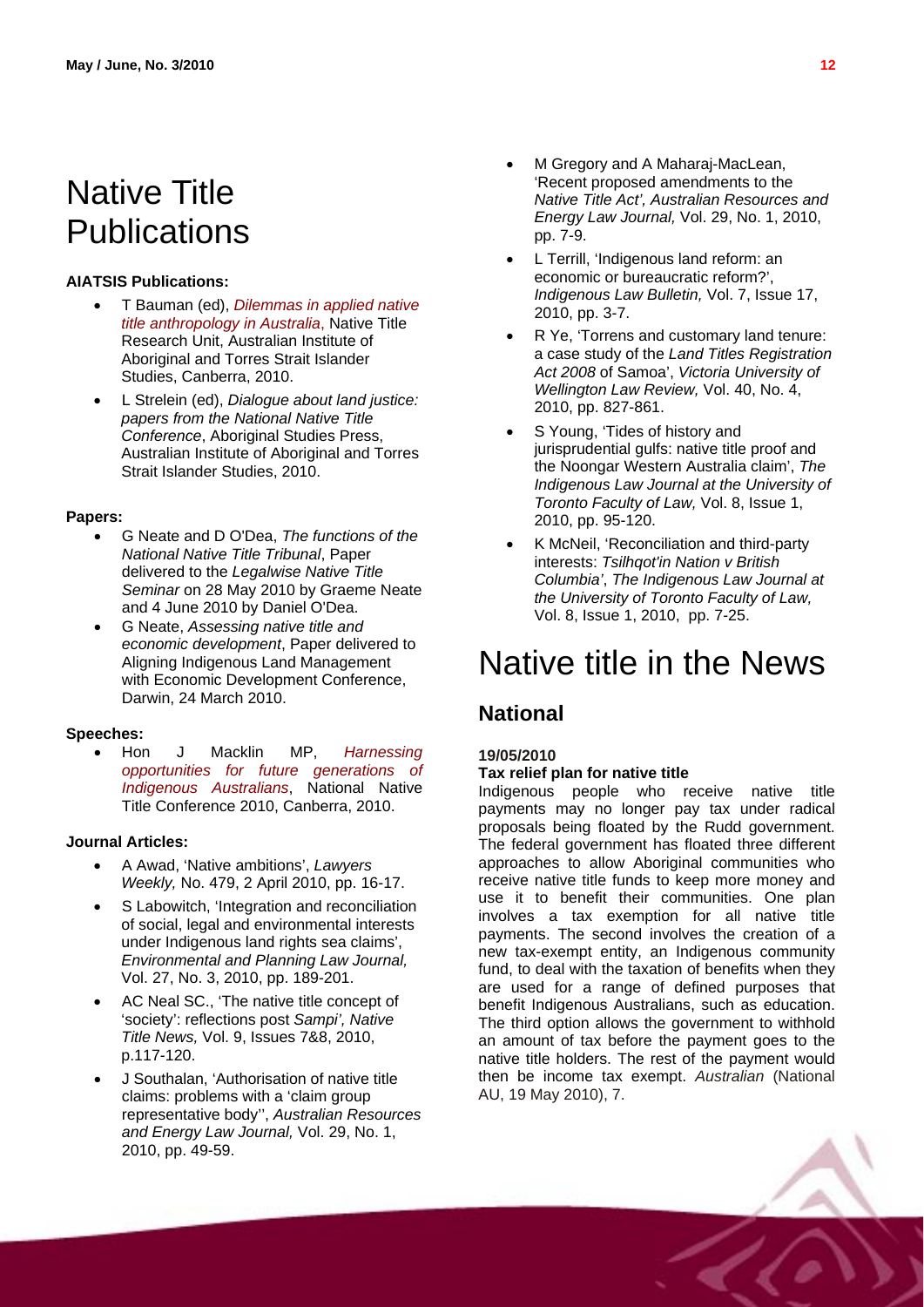# Native Title Publications

**AIATSIS Publications:**

- T Bauman (ed), *Dilemmas in applied native title anthropology in Australia*, Native Title Research Unit, Australian Institute of Aboriginal and Torres Strait Islander Studies, Canberra, 2010.
- L Strelein (ed), *Dialogue about land justice: papers from the National Native Title Conference*, Aboriginal Studies Press, Australian Institute of Aboriginal and Torres Strait Islander Studies, 2010.

**Papers:**

- G Neate and D O'Dea, *The functions of the National Native Title Tribunal*, Paper delivered to the *Legalwise Native Title Seminar* on 28 May 2010 by Graeme Neate and 4 June 2010 by Daniel O'Dea.
- G Neate, *Assessing native title and economic development*, Paper delivered to Aligning Indigenous Land Management with Economic Development Conference, Darwin, 24 March 2010.

**Speeches:**

- Hon J Macklin MP, *Harnessing opportunities for future generations of Indigenous Australians*, National Native Title Conference 2010, Canberra, 2010.

**Journal Articles:**

- A Awad, 'Native ambitions', *Lawyers Weekly,* No. 479, 2 April 2010, pp. 16-17.
- S Labowitch, 'Integration and reconciliation of social, legal and environmental interests under Indigenous land rights sea claims', *Environmental and Planning Law Journal,* Vol. 27, No. 3, 2010, pp. 189-201.
- AC Neal SC., 'The native title concept of 'society': reflections post *Sampi', Native Title News,* Vol. 9, Issues 7&8, 2010, p.117-120.
- J Southalan, 'Authorisation of native title claims: problems with a 'claim group representative body'', *Australian Resources and Energy Law Journal,* Vol. 29, No. 1, 2010, pp. 49-59.
- M Gregory and A Maharaj-MacLean, 'Recent proposed amendments to the *Native Title Act', Australian Resources and Energy Law Journal,* Vol. 29, No. 1, 2010, pp. 7-9.
- L Terrill, 'Indigenous land reform: an economic or bureaucratic reform?', *Indigenous Law Bulletin,* Vol. 7, Issue 17, 2010, pp. 3-7.
- R Ye, 'Torrens and customary land tenure: a case study of the *Land Titles Registration Act 2008* of Samoa', *Victoria University of Wellington Law Review,* Vol. 40, No. 4, 2010, pp. 827-861.
- S Young, 'Tides of history and jurisprudential gulfs: native title proof and the Noongar Western Australia claim', *The Indigenous Law Journal at the University of Toronto Faculty of Law,* Vol. 8, Issue 1, 2010, pp. 95-120.
- K McNeil, 'Reconciliation and third-party interests: *Tsilhqot'in Nation v British Columbia*', *The Indigenous Law Journal at the University of Toronto Faculty of Law,* Vol. 8, Issue 1, 2010, pp. 7-25.

# Native title in the News

## National

**19/05/2010**

**Tax relief plan for native title**

Indigenous people who receive native title payments may no longer pay tax under radical proposals being floated by the Rudd government. The federal government has floated three different approaches to allow Aboriginal communities who receive native title funds to keep more money and use it to benefit their communities. One plan involves a tax exemption for all native title payments. The second involves the creation of a new tax-exempt entity, an Indigenous community fund, to deal with the taxation of benefits when they are used for a range of defined purposes that benefit Indigenous Australians, such as education. The third option allows the government to withhold an amount of tax before the payment goes to the native title holders. The rest of the payment would then be income tax exempt. *Australian* (National AU, 19 May 2010), 7.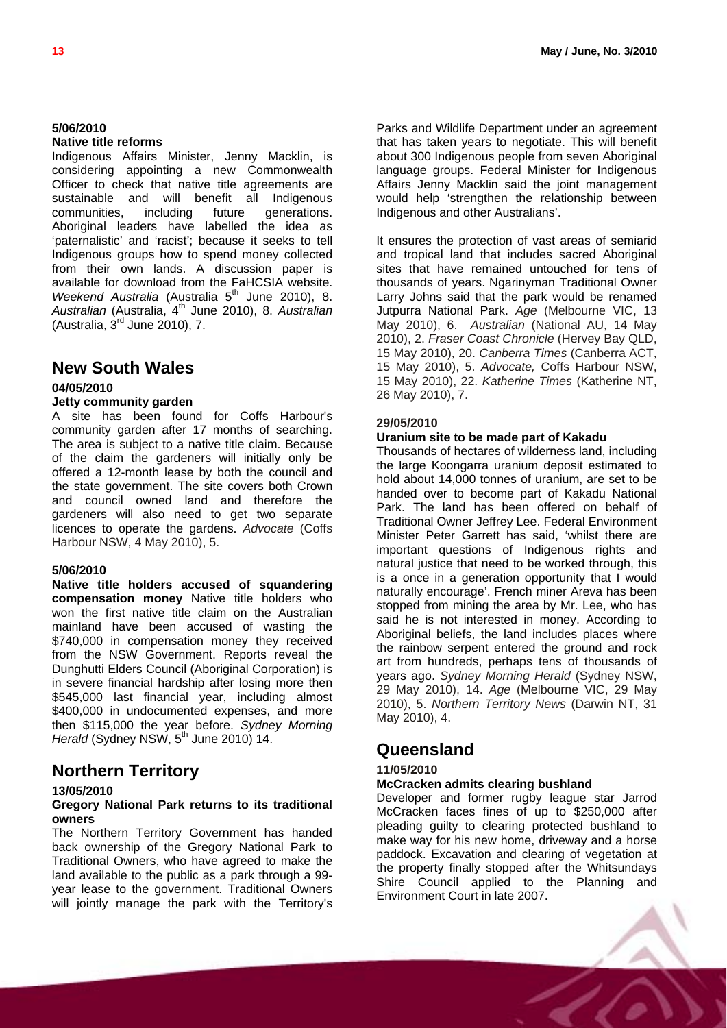**5/06/2010**

**Native title reforms**

Indigenous Affairs Minister, Jenny Macklin, is considering appointing a new Commonwealth Officer to check that native title agreements are sustainable and will benefit all Indigenous communities, including future generations. Aboriginal leaders have labelled the idea as 'paternalistic' and 'racist'; because it seeks to tell Indigenous groups how to spend money collected from their own lands. A discussion paper is available for download from the FaHCSIA website. *Weekend Australia* (Australia 5th June 2010), 8. *Australian* (Australia, 4th June 2010), 8. *Australian* (Australia, 3rd June 2010), 7.

## New South Wales

**04/05/2010**

**Jetty community garden**

A site has been found for Coffs Harbour's community garden after 17 months of searching. The area is subject to a native title claim. Because of the claim the gardeners will initially only be offered a 12-month lease by both the council and the state government. The site covers both Crown and council owned land and therefore the gardeners will also need to get two separate licences to operate the gardens. *Advocate* (Coffs Harbour NSW, 4 May 2010), 5.

**5/06/2010**

**Native title holders accused of squandering compensation money** Native title holders who won the first native title claim on the Australian mainland have been accused of wasting the $740,000 in compensation money they received from the NSW Government. Reports reveal the Dunghutti Elders Council (Aboriginal Corporation) is in severe financial hardship after losing more then $545,000 last financial year, including almost $400,000 in undocumented expenses, and more then $115,000 the year before. *Sydney Morning Herald* (Sydney NSW, 5th June 2010) 14.

## Northern Territory

**13/05/2010**

**Gregory National Park returns to its traditional owners**

The Northern Territory Government has handed back ownership of the Gregory National Park to Traditional Owners, who have agreed to make the land available to the public as a park through a 99-year lease to the government. Traditional Owners will jointly manage the park with the Territory's Parks and Wildlife Department under an agreement that has taken years to negotiate. This will benefit about 300 Indigenous people from seven Aboriginal language groups. Federal Minister for Indigenous Affairs Jenny Macklin said the joint management would help 'strengthen the relationship between Indigenous and other Australians'.

It ensures the protection of vast areas of semiarid and tropical land that includes sacred Aboriginal sites that have remained untouched for tens of thousands of years. Ngarinyman Traditional Owner Larry Johns said that the park would be renamed Jutpurra National Park. *Age* (Melbourne VIC, 13 May 2010), 6. *Australian* (National AU, 14 May 2010), 2. *Fraser Coast Chronicle* (Hervey Bay QLD, 15 May 2010), 20. *Canberra Times* (Canberra ACT, 15 May 2010), 5. *Advocate,* Coffs Harbour NSW, 15 May 2010), 22. *Katherine Times* (Katherine NT, 26 May 2010), 7.

**29/05/2010**

**Uranium site to be made part of Kakadu**

Thousands of hectares of wilderness land, including the large Koongarra uranium deposit estimated to hold about 14,000 tonnes of uranium, are set to be handed over to become part of Kakadu National Park. The land has been offered on behalf of Traditional Owner Jeffrey Lee. Federal Environment Minister Peter Garrett has said, 'whilst there are important questions of Indigenous rights and natural justice that need to be worked through, this is a once in a generation opportunity that I would naturally encourage'. French miner Areva has been stopped from mining the area by Mr. Lee, who has said he is not interested in money. According to Aboriginal beliefs, the land includes places where the rainbow serpent entered the ground and rock art from hundreds, perhaps tens of thousands of years ago. *Sydney Morning Herald* (Sydney NSW, 29 May 2010), 14. *Age* (Melbourne VIC, 29 May 2010), 5. *Northern Territory News* (Darwin NT, 31 May 2010), 4.

## Queensland

**11/05/2010**

**McCracken admits clearing bushland**

Developer and former rugby league star Jarrod McCracken faces fines of up to $250,000 after pleading guilty to clearing protected bushland to make way for his new home, driveway and a horse paddock. Excavation and clearing of vegetation at the property finally stopped after the Whitsundays Shire Council applied to the Planning and Environment Court in late 2007.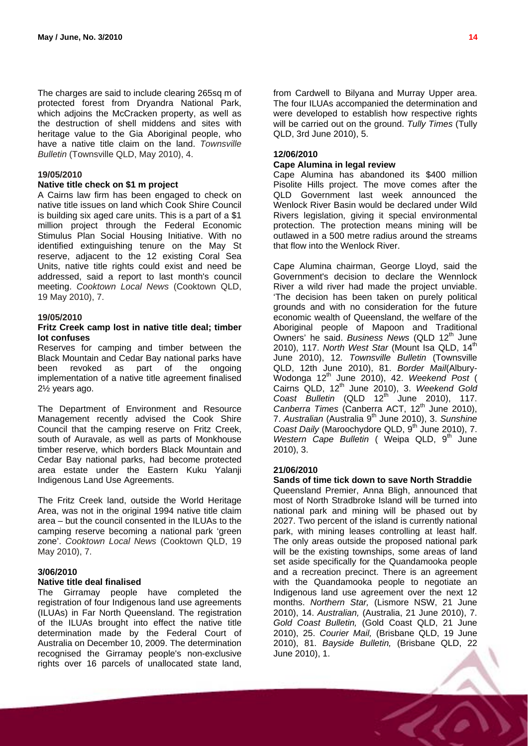The charges are said to include clearing 265sq m of protected forest from Dryandra National Park, which adjoins the McCracken property, as well as the destruction of shell middens and sites with heritage value to the Gia Aboriginal people, who have a native title claim on the land. *Townsville Bulletin* (Townsville QLD, May 2010), 4.

**19/05/2010**

**Native title check on $1 m project**

A Cairns law firm has been engaged to check on native title issues on land which Cook Shire Council is building six aged care units. This is a part of a $1 million project through the Federal Economic Stimulus Plan Social Housing Initiative. With no identified extinguishing tenure on the May St reserve, adjacent to the 12 existing Coral Sea Units, native title rights could exist and need be addressed, said a report to last month's council meeting. *Cooktown Local News* (Cooktown QLD, 19 May 2010), 7.

**19/05/2010**

**Fritz Creek camp lost in native title deal; timber lot confuses**

Reserves for camping and timber between the Black Mountain and Cedar Bay national parks have been revoked as part of the ongoing implementation of a native title agreement finalised 2½ years ago.

The Department of Environment and Resource Management recently advised the Cook Shire Council that the camping reserve on Fritz Creek, south of Auravale, as well as parts of Monkhouse timber reserve, which borders Black Mountain and Cedar Bay national parks, had become protected area estate under the Eastern Kuku Yalanji Indigenous Land Use Agreements.

The Fritz Creek land, outside the World Heritage Area, was not in the original 1994 native title claim area – but the council consented in the ILUAs to the camping reserve becoming a national park 'green zone'. *Cooktown Local News* (Cooktown QLD, 19 May 2010), 7.

**3/06/2010**

**Native title deal finalised**

The Girramay people have completed the registration of four Indigenous land use agreements (ILUAs) in Far North Queensland. The registration of the ILUAs brought into effect the native title determination made by the Federal Court of Australia on December 10, 2009. The determination recognised the Girramay people's non-exclusive rights over 16 parcels of unallocated state land, from Cardwell to Bilyana and Murray Upper area. The four ILUAs accompanied the determination and were developed to establish how respective rights will be carried out on the ground. *Tully Times* (Tully QLD, 3rd June 2010), 5.

**12/06/2010**

**Cape Alumina in legal review**

Cape Alumina has abandoned its $400 million Pisolite Hills project. The move comes after the QLD Government last week announced the Wenlock River Basin would be declared under Wild Rivers legislation, giving it special environmental protection. The protection means mining will be outlawed in a 500 metre radius around the streams that flow into the Wenlock River.

Cape Alumina chairman, George Lloyd, said the Government's decision to declare the Wennlock River a wild river had made the project unviable. 'The decision has been taken on purely political grounds and with no consideration for the future economic wealth of Queensland, the welfare of the Aboriginal people of Mapoon and Traditional Owners' he said. *Business News* (QLD 12th June 2010), 117. *North West Star* (Mount Isa QLD, 14th June 2010), 12. *Townsville Bulletin* (Townsville QLD, 12th June 2010), 81. *Border Mail*(Albury-Wodonga 12th June 2010), 42. *Weekend Post* ( Cairns QLD, 12th June 2010), 3. *Weekend Gold Coast Bulletin* (QLD 12th June 2010), 117. *Canberra Times* (Canberra ACT, 12th June 2010), 7. *Australian* (Australia 9th June 2010), 3. *Sunshine Coast Daily* (Maroochydore QLD, 9th June 2010), 7. *Western Cape Bulletin* ( Weipa QLD, 9th June 2010), 3.

**21/06/2010**

**Sands of time tick down to save North Straddie**

Queensland Premier, Anna Bligh, announced that most of North Stradbroke Island will be turned into national park and mining will be phased out by 2027. Two percent of the island is currently national park, with mining leases controlling at least half. The only areas outside the proposed national park will be the existing townships, some areas of land set aside specifically for the Quandamooka people and a recreation precinct. There is an agreement with the Quandamooka people to negotiate an Indigenous land use agreement over the next 12 months. *Northern Star,* (Lismore NSW, 21 June 2010), 14. *Australian,* (Australia, 21 June 2010), 7. *Gold Coast Bulletin,* (Gold Coast QLD, 21 June 2010), 25. *Courier Mail,* (Brisbane QLD, 19 June 2010), 81. *Bayside Bulletin,* (Brisbane QLD, 22 June 2010), 1.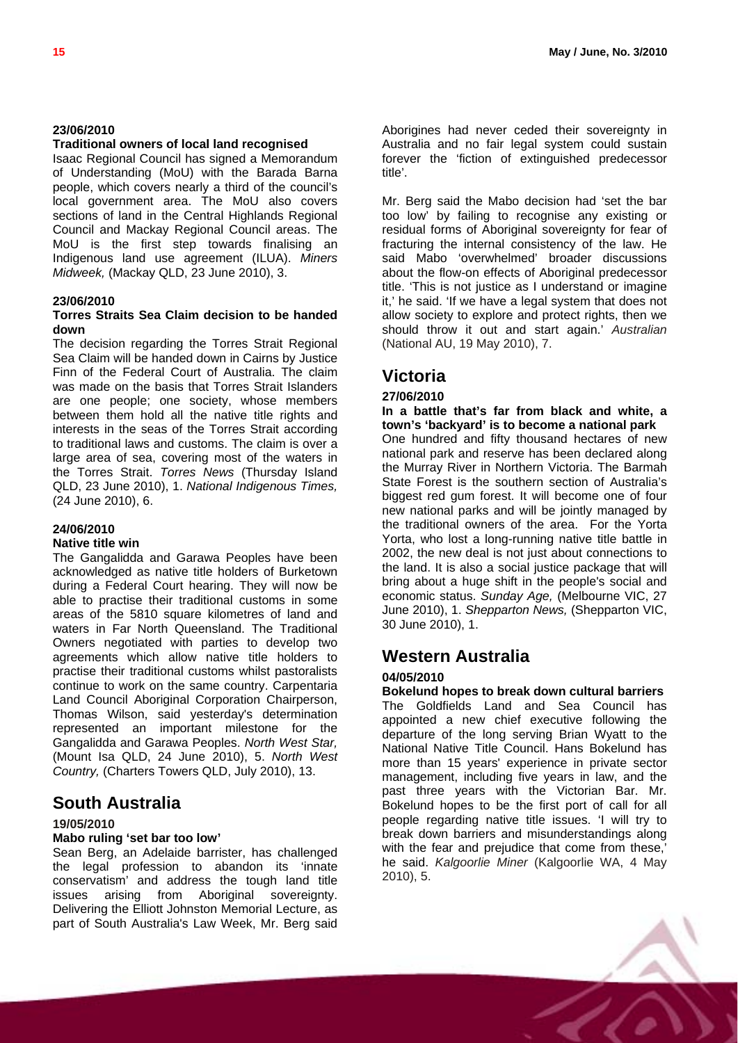**23/06/2010**

**Traditional owners of local land recognised**

Isaac Regional Council has signed a Memorandum of Understanding (MoU) with the Barada Barna people, which covers nearly a third of the council's local government area. The MoU also covers sections of land in the Central Highlands Regional Council and Mackay Regional Council areas. The MoU is the first step towards finalising an Indigenous land use agreement (ILUA). *Miners Midweek,* (Mackay QLD, 23 June 2010), 3.

**23/06/2010**

**Torres Straits Sea Claim decision to be handed down**

The decision regarding the Torres Strait Regional Sea Claim will be handed down in Cairns by Justice Finn of the Federal Court of Australia. The claim was made on the basis that Torres Strait Islanders are one people; one society, whose members between them hold all the native title rights and interests in the seas of the Torres Strait according to traditional laws and customs. The claim is over a large area of sea, covering most of the waters in the Torres Strait. *Torres News* (Thursday Island QLD, 23 June 2010), 1. *National Indigenous Times,* (24 June 2010), 6.

**24/06/2010**

**Native title win**

The Gangalidda and Garawa Peoples have been acknowledged as native title holders of Burketown during a Federal Court hearing. They will now be able to practise their traditional customs in some areas of the 5810 square kilometres of land and waters in Far North Queensland. The Traditional Owners negotiated with parties to develop two agreements which allow native title holders to practise their traditional customs whilst pastoralists continue to work on the same country. Carpentaria Land Council Aboriginal Corporation Chairperson, Thomas Wilson, said yesterday's determination represented an important milestone for the Gangalidda and Garawa Peoples. *North West Star,* (Mount Isa QLD, 24 June 2010), 5. *North West Country,* (Charters Towers QLD, July 2010), 13.

## South Australia

**19/05/2010**

**Mabo ruling 'set bar too low'**

Sean Berg, an Adelaide barrister, has challenged the legal profession to abandon its 'innate conservatism' and address the tough land title issues arising from Aboriginal sovereignty. Delivering the Elliott Johnston Memorial Lecture, as part of South Australia's Law Week, Mr. Berg said Aborigines had never ceded their sovereignty in Australia and no fair legal system could sustain forever the 'fiction of extinguished predecessor title'.

Mr. Berg said the Mabo decision had 'set the bar too low' by failing to recognise any existing or residual forms of Aboriginal sovereignty for fear of fracturing the internal consistency of the law. He said Mabo 'overwhelmed' broader discussions about the flow-on effects of Aboriginal predecessor title. 'This is not justice as I understand or imagine it,' he said. 'If we have a legal system that does not allow society to explore and protect rights, then we should throw it out and start again.' *Australian* (National AU, 19 May 2010), 7.

## Victoria

**27/06/2010**

**In a battle that's far from black and white, a town's 'backyard' is to become a national park**

One hundred and fifty thousand hectares of new national park and reserve has been declared along the Murray River in Northern Victoria. The Barmah State Forest is the southern section of Australia's biggest red gum forest. It will become one of four new national parks and will be jointly managed by the traditional owners of the area. For the Yorta Yorta, who lost a long-running native title battle in 2002, the new deal is not just about connections to the land. It is also a social justice package that will bring about a huge shift in the people's social and economic status. *Sunday Age,* (Melbourne VIC, 27 June 2010), 1. *Shepparton News,* (Shepparton VIC, 30 June 2010), 1.

## Western Australia

**04/05/2010**

**Bokelund hopes to break down cultural barriers**

The Goldfields Land and Sea Council has appointed a new chief executive following the departure of the long serving Brian Wyatt to the National Native Title Council. Hans Bokelund has more than 15 years' experience in private sector management, including five years in law, and the past three years with the Victorian Bar. Mr. Bokelund hopes to be the first port of call for all people regarding native title issues. 'I will try to break down barriers and misunderstandings along with the fear and prejudice that come from these,' he said. *Kalgoorlie Miner* (Kalgoorlie WA, 4 May 2010), 5.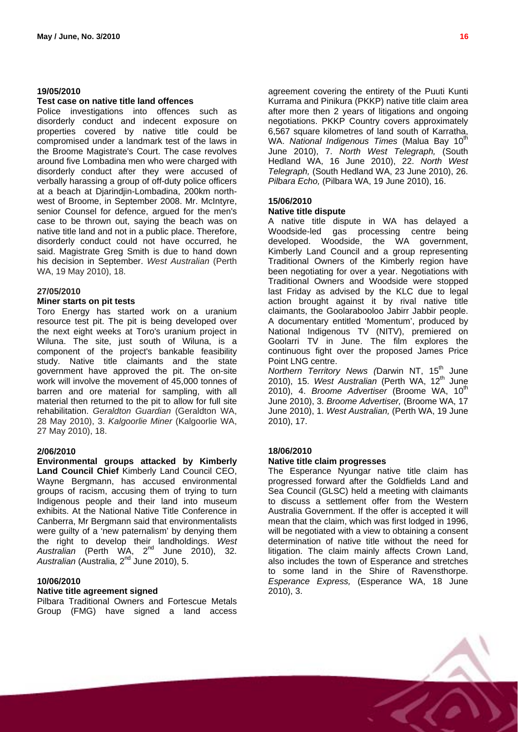**19/05/2010**

**Test case on native title land offences**

Police investigations into offences such as disorderly conduct and indecent exposure on properties covered by native title could be compromised under a landmark test of the laws in the Broome Magistrate's Court. The case revolves around five Lombadina men who were charged with disorderly conduct after they were accused of verbally harassing a group of off-duty police officers at a beach at Djarindjin-Lombadina, 200km north-west of Broome, in September 2008. Mr. McIntyre, senior Counsel for defence, argued for the men's case to be thrown out, saying the beach was on native title land and not in a public place. Therefore, disorderly conduct could not have occurred, he said. Magistrate Greg Smith is due to hand down his decision in September. *West Australian* (Perth WA, 19 May 2010), 18.

**27/05/2010**

**Miner starts on pit tests**

Toro Energy has started work on a uranium resource test pit. The pit is being developed over the next eight weeks at Toro's uranium project in Wiluna. The site, just south of Wiluna, is a component of the project's bankable feasibility study. Native title claimants and the state government have approved the pit. The on-site work will involve the movement of 45,000 tonnes of barren and ore material for sampling, with all material then returned to the pit to allow for full site rehabilitation. *Geraldton Guardian* (Geraldton WA, 28 May 2010), 3. *Kalgoorlie Miner* (Kalgoorlie WA, 27 May 2010), 18.

**2/06/2010**

**Environmental groups attacked by Kimberly Land Council Chief** Kimberly Land Council CEO, Wayne Bergmann, has accused environmental groups of racism, accusing them of trying to turn Indigenous people and their land into museum exhibits. At the National Native Title Conference in Canberra, Mr Bergmann said that environmentalists were guilty of a 'new paternalism' by denying them the right to develop their landholdings. *West Australian* (Perth WA, 2nd June 2010), 32. *Australian* (Australia, 2nd June 2010), 5.

**10/06/2010**

**Native title agreement signed**

Pilbara Traditional Owners and Fortescue Metals Group (FMG) have signed a land access agreement covering the entirety of the Puuti Kunti Kurrama and Pinikura (PKKP) native title claim area after more then 2 years of litigations and ongoing negotiations. PKKP Country covers approximately 6,567 square kilometres of land south of Karratha, WA. *National Indigenous Times* (Malua Bay 10th June 2010), 7. *North West Telegraph,* (South Hedland WA, 16 June 2010), 22. *North West Telegraph,* (South Hedland WA, 23 June 2010), 26. *Pilbara Echo,* (Pilbara WA, 19 June 2010), 16.

**15/06/2010**

**Native title dispute**

A native title dispute in WA has delayed a Woodside-led gas processing centre being developed. Woodside, the WA government, Kimberly Land Council and a group representing Traditional Owners of the Kimberly region have been negotiating for over a year. Negotiations with Traditional Owners and Woodside were stopped last Friday as advised by the KLC due to legal action brought against it by rival native title claimants, the Goolarabooloo Jabirr Jabbir people. A documentary entitled 'Momentum', produced by National Indigenous TV (NITV), premiered on Goolarri TV in June. The film explores the continuous fight over the proposed James Price Point LNG centre.

*Northern Territory News (*Darwin NT, 15th June 2010), 15. *West Australian* (Perth WA, 12th June 2010), 4. *Broome Advertiser* (Broome WA, 10th June 2010), 3. *Broome Advertiser,* (Broome WA, 17 June 2010), 1. *West Australian,* (Perth WA, 19 June 2010), 17.

**18/06/2010**

**Native title claim progresses**

The Esperance Nyungar native title claim has progressed forward after the Goldfields Land and Sea Council (GLSC) held a meeting with claimants to discuss a settlement offer from the Western Australia Government. If the offer is accepted it will mean that the claim, which was first lodged in 1996, will be negotiated with a view to obtaining a consent determination of native title without the need for litigation. The claim mainly affects Crown Land, also includes the town of Esperance and stretches to some land in the Shire of Ravensthorpe. *Esperance Express,* (Esperance WA, 18 June 2010), 3.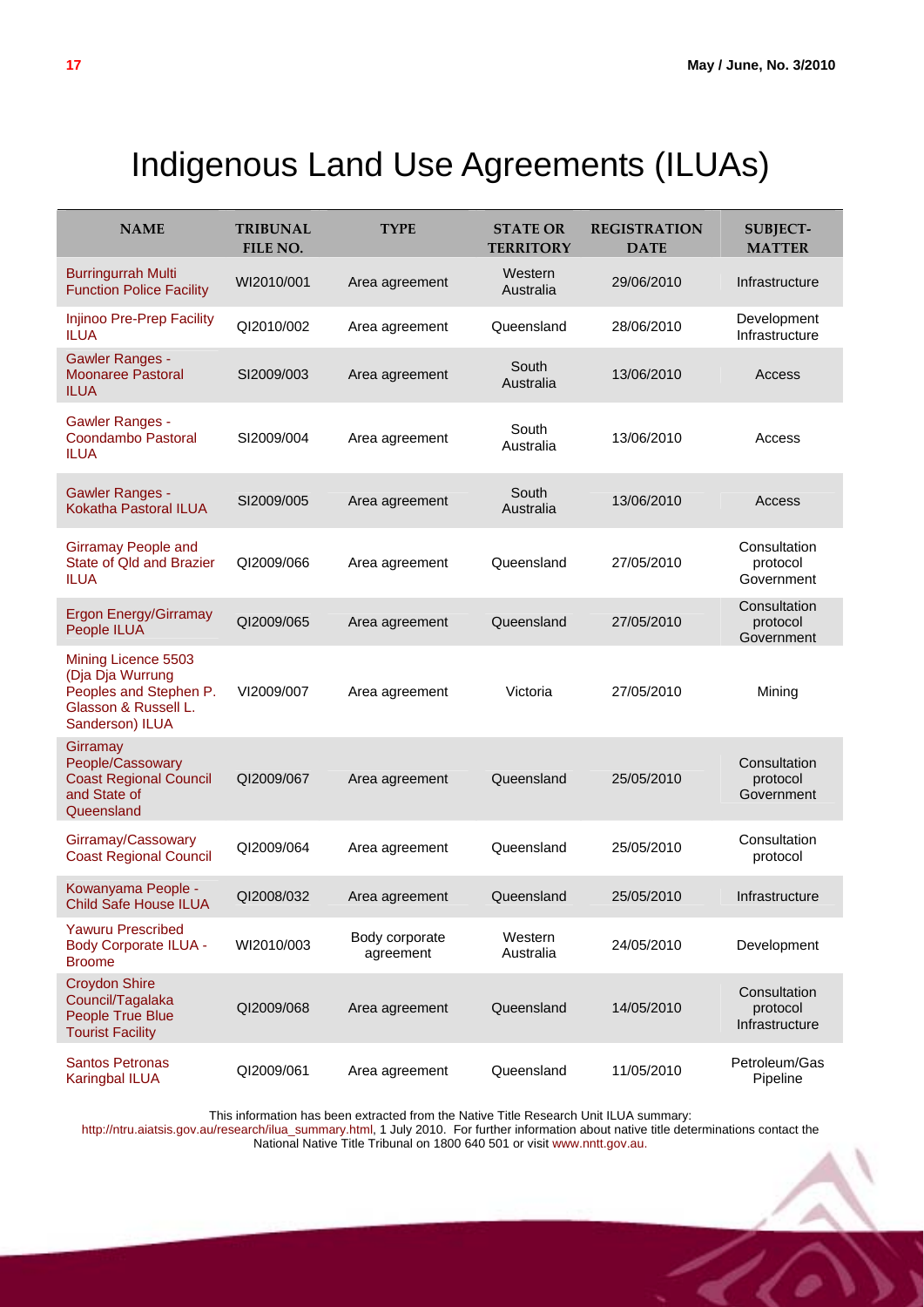# Indigenous Land Use Agreements (ILUAs)

| NAME | TRIBUNAL FILE NO. | TYPE | STATE OR TERRITORY | REGISTRATION DATE | SUBJECT-MATTER |
|---|---|---|---|---|---|
| Burringurrah Multi Function Police Facility | WI2010/001 | Area agreement | Western Australia | 29/06/2010 | Infrastructure |
| Injinoo Pre-Prep Facility ILUA | QI2010/002 | Area agreement | Queensland | 28/06/2010 | Development Infrastructure |
| Gawler Ranges - Moonaree Pastoral ILUA | SI2009/003 | Area agreement | South Australia | 13/06/2010 | Access |
| Gawler Ranges - Coondambo Pastoral ILUA | SI2009/004 | Area agreement | South Australia | 13/06/2010 | Access |
| Gawler Ranges - Kokatha Pastoral ILUA | SI2009/005 | Area agreement | South Australia | 13/06/2010 | Access |
| Girramay People and State of Qld and Brazier ILUA | QI2009/066 | Area agreement | Queensland | 27/05/2010 | Consultation protocol Government |
| Ergon Energy/Girramay People ILUA | QI2009/065 | Area agreement | Queensland | 27/05/2010 | Consultation protocol Government |
| Mining Licence 5503 (Dja Dja Wurrung Peoples and Stephen P. Glasson & Russell L. Sanderson) ILUA | VI2009/007 | Area agreement | Victoria | 27/05/2010 | Mining |
| Girramay People/Cassowary Coast Regional Council and State of Queensland | QI2009/067 | Area agreement | Queensland | 25/05/2010 | Consultation protocol Government |
| Girramay/Cassowary Coast Regional Council | QI2009/064 | Area agreement | Queensland | 25/05/2010 | Consultation protocol |
| Kowanyama People - Child Safe House ILUA | QI2008/032 | Area agreement | Queensland | 25/05/2010 | Infrastructure |
| Yawuru Prescribed Body Corporate ILUA - Broome | WI2010/003 | Body corporate agreement | Western Australia | 24/05/2010 | Development |
| Croydon Shire Council/Tagalaka People True Blue Tourist Facility | QI2009/068 | Area agreement | Queensland | 14/05/2010 | Consultation protocol Infrastructure |
| Santos Petronas Karingbal ILUA | QI2009/061 | Area agreement | Queensland | 11/05/2010 | Petroleum/Gas Pipeline |

This information has been extracted from the Native Title Research Unit ILUA summary: http://ntru.aiatsis.gov.au/research/ilua_summary.html, 1 July 2010. For further information about native title determinations contact the National Native Title Tribunal on 1800 640 501 or visit www.nntt.gov.au.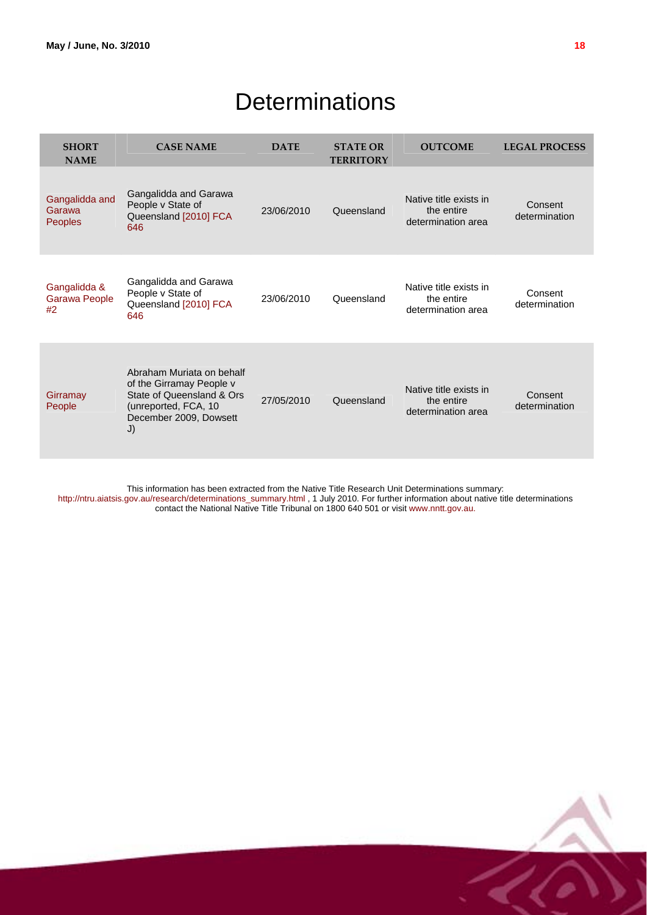# Determinations

| SHORT NAME | CASE NAME | DATE | STATE OR TERRITORY | OUTCOME | LEGAL PROCESS |
|---|---|---|---|---|---|
| Gangalidda and Garawa Peoples | Gangalidda and Garawa People v State of Queensland [2010] FCA 646 | 23/06/2010 | Queensland | Native title exists in the entire determination area | Consent determination |
| Gangalidda & Garawa People #2 | Gangalidda and Garawa People v State of Queensland [2010] FCA 646 | 23/06/2010 | Queensland | Native title exists in the entire determination area | Consent determination |
| Girramay People | Abraham Muriata on behalf of the Girramay People v State of Queensland & Ors (unreported, FCA, 10 December 2009, Dowsett J) | 27/05/2010 | Queensland | Native title exists in the entire determination area | Consent determination |

This information has been extracted from the Native Title Research Unit Determinations summary: http://ntru.aiatsis.gov.au/research/determinations_summary.html , 1 July 2010. For further information about native title determinations contact the National Native Title Tribunal on 1800 640 501 or visit www.nntt.gov.au.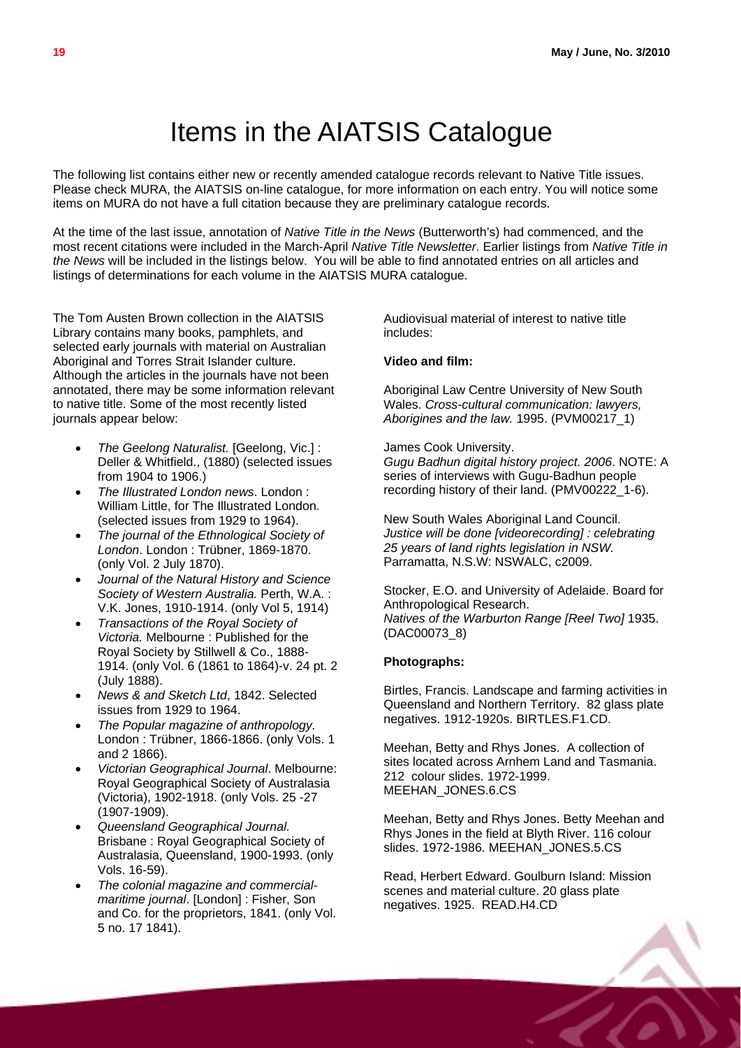# Items in the AIATSIS Catalogue

The following list contains either new or recently amended catalogue records relevant to Native Title issues. Please check MURA, the AIATSIS on-line catalogue, for more information on each entry. You will notice some items on MURA do not have a full citation because they are preliminary catalogue records.

At the time of the last issue, annotation of *Native Title in the News* (Butterworth's) had commenced, and the most recent citations were included in the March-April *Native Title Newsletter*. Earlier listings from *Native Title in the News* will be included in the listings below. You will be able to find annotated entries on all articles and listings of determinations for each volume in the AIATSIS MURA catalogue.

The Tom Austen Brown collection in the AIATSIS Library contains many books, pamphlets, and selected early journals with material on Australian Aboriginal and Torres Strait Islander culture. Although the articles in the journals have not been annotated, there may be some information relevant to native title. Some of the most recently listed journals appear below:

- *The Geelong Naturalist.* [Geelong, Vic.] : Deller & Whitfield., (1880) (selected issues from 1904 to 1906.)
- *The Illustrated London news*. London : William Little, for The Illustrated London. (selected issues from 1929 to 1964).
- *The journal of the Ethnological Society of London*. London : Trübner, 1869-1870. (only Vol. 2 July 1870).
- *Journal of the Natural History and Science Society of Western Australia.* Perth, W.A. : V.K. Jones, 1910-1914. (only Vol 5, 1914)
- *Transactions of the Royal Society of Victoria.* Melbourne : Published for the Royal Society by Stillwell & Co., 1888-1914. (only Vol. 6 (1861 to 1864)-v. 24 pt. 2 (July 1888).
- *News & and Sketch Ltd*, 1842. Selected issues from 1929 to 1964.
- *The Popular magazine of anthropology.* London : Trübner, 1866-1866. (only Vols. 1 and 2 1866).
- *Victorian Geographical Journal*. Melbourne: Royal Geographical Society of Australasia (Victoria), 1902-1918. (only Vols. 25 -27 (1907-1909).
- *Queensland Geographical Journal.* Brisbane : Royal Geographical Society of Australasia, Queensland, 1900-1993. (only Vols. 16-59).
- *The colonial magazine and commercial-maritime journal*. [London] : Fisher, Son and Co. for the proprietors, 1841. (only Vol. 5 no. 17 1841).

Audiovisual material of interest to native title includes:

**Video and film:**

Aboriginal Law Centre University of New South Wales. *Cross-cultural communication: lawyers, Aborigines and the law.* 1995. (PVM00217_1)

James Cook University.
*Gugu Badhun digital history project. 2006*. NOTE: A series of interviews with Gugu-Badhun people recording history of their land. (PMV00222_1-6).

New South Wales Aboriginal Land Council.
*Justice will be done [videorecording] : celebrating 25 years of land rights legislation in NSW.* Parramatta, N.S.W: NSWALC, c2009.

Stocker, E.O. and University of Adelaide. Board for Anthropological Research.
*Natives of the Warburton Range [Reel Two]* 1935. (DAC00073_8)

**Photographs:**

Birtles, Francis. Landscape and farming activities in Queensland and Northern Territory. 82 glass plate negatives. 1912-1920s. BIRTLES.F1.CD.

Meehan, Betty and Rhys Jones. A collection of sites located across Arnhem Land and Tasmania. 212 colour slides. 1972-1999. MEEHAN_JONES.6.CS

Meehan, Betty and Rhys Jones. Betty Meehan and Rhys Jones in the field at Blyth River. 116 colour slides. 1972-1986. MEEHAN_JONES.5.CS

Read, Herbert Edward. Goulburn Island: Mission scenes and material culture. 20 glass plate negatives. 1925. READ.H4.CD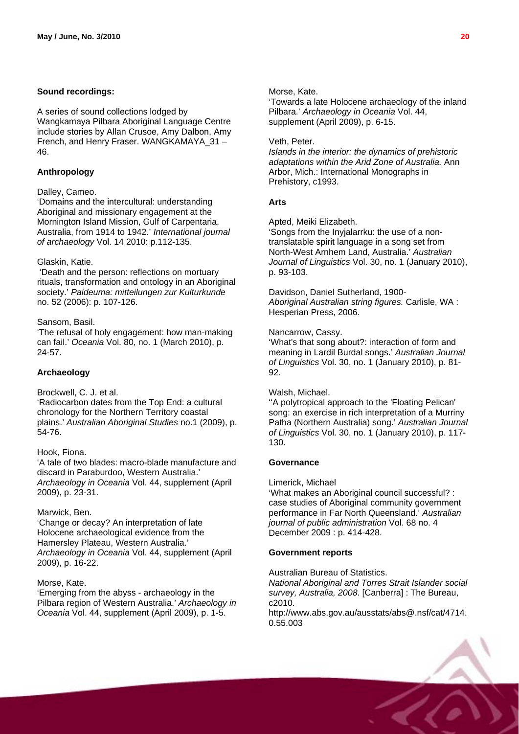**Sound recordings:**

A series of sound collections lodged by Wangkamaya Pilbara Aboriginal Language Centre include stories by Allan Crusoe, Amy Dalbon, Amy French, and Henry Fraser. WANGKAMAYA_31 – 46.

**Anthropology**

Dalley, Cameo.
'Domains and the intercultural: understanding Aboriginal and missionary engagement at the Mornington Island Mission, Gulf of Carpentaria, Australia, from 1914 to 1942.' *International journal of archaeology* Vol. 14 2010: p.112-135.

Glaskin, Katie.
'Death and the person: reflections on mortuary rituals, transformation and ontology in an Aboriginal society.' *Paideuma: mitteilungen zur Kulturkunde* no. 52 (2006): p. 107-126.

Sansom, Basil.
'The refusal of holy engagement: how man-making can fail.' *Oceania* Vol. 80, no. 1 (March 2010), p. 24-57.

**Archaeology**

Brockwell, C. J. et al.
'Radiocarbon dates from the Top End: a cultural chronology for the Northern Territory coastal plains.' *Australian Aboriginal Studies* no.1 (2009), p. 54-76.

Hook, Fiona.
'A tale of two blades: macro-blade manufacture and discard in Paraburdoo, Western Australia.' *Archaeology in Oceania* Vol. 44, supplement (April 2009), p. 23-31.

Marwick, Ben.
'Change or decay? An interpretation of late Holocene archaeological evidence from the Hamersley Plateau, Western Australia.' *Archaeology in Oceania* Vol. 44, supplement (April 2009), p. 16-22.

Morse, Kate.
'Emerging from the abyss - archaeology in the Pilbara region of Western Australia.' *Archaeology in Oceania* Vol. 44, supplement (April 2009), p. 1-5.

Morse, Kate.
'Towards a late Holocene archaeology of the inland Pilbara.' *Archaeology in Oceania* Vol. 44, supplement (April 2009), p. 6-15.

Veth, Peter.
*Islands in the interior: the dynamics of prehistoric adaptations within the Arid Zone of Australia.* Ann Arbor, Mich.: International Monographs in Prehistory, c1993.

**Arts**

Apted, Meiki Elizabeth.
'Songs from the Inyjalarrku: the use of a non-translatable spirit language in a song set from North-West Arnhem Land, Australia.' *Australian Journal of Linguistics* Vol. 30, no. 1 (January 2010), p. 93-103.

Davidson, Daniel Sutherland, 1900-
*Aboriginal Australian string figures.* Carlisle, WA : Hesperian Press, 2006.

Nancarrow, Cassy.
'What's that song about?: interaction of form and meaning in Lardil Burdal songs.' *Australian Journal of Linguistics* Vol. 30, no. 1 (January 2010), p. 81-92.

Walsh, Michael.
''A polytropical approach to the 'Floating Pelican' song: an exercise in rich interpretation of a Murriny Patha (Northern Australia) song.' *Australian Journal of Linguistics* Vol. 30, no. 1 (January 2010), p. 117-130.

**Governance**

Limerick, Michael
'What makes an Aboriginal council successful? : case studies of Aboriginal community government performance in Far North Queensland.' *Australian journal of public administration* Vol. 68 no. 4 December 2009 : p. 414-428.

**Government reports**

Australian Bureau of Statistics.
*National Aboriginal and Torres Strait Islander social survey, Australia, 2008*. [Canberra] : The Bureau, c2010.
http://www.abs.gov.au/ausstats/abs@.nsf/cat/4714.0.55.003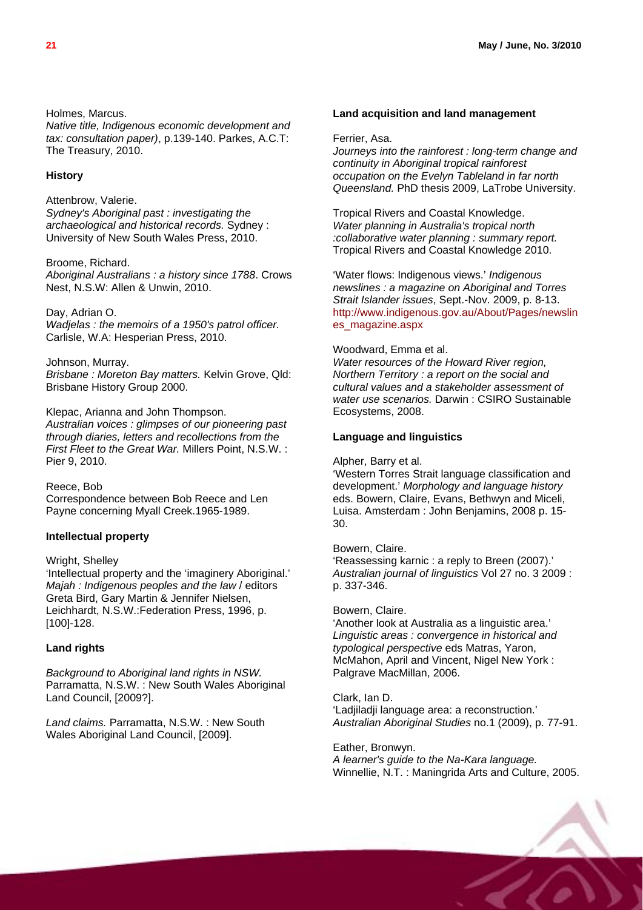Holmes, Marcus.
*Native title, Indigenous economic development and tax: consultation paper)*, p.139-140. Parkes, A.C.T: The Treasury, 2010.

**History**

Attenbrow, Valerie.
*Sydney's Aboriginal past : investigating the archaeological and historical records.* Sydney : University of New South Wales Press, 2010.

Broome, Richard.
*Aboriginal Australians : a history since 1788*. Crows Nest, N.S.W: Allen & Unwin, 2010.

Day, Adrian O.
*Wadjelas : the memoirs of a 1950's patrol officer*. Carlisle, W.A: Hesperian Press, 2010.

Johnson, Murray.
*Brisbane : Moreton Bay matters.* Kelvin Grove, Qld: Brisbane History Group 2000.

Klepac, Arianna and John Thompson.
*Australian voices : glimpses of our pioneering past through diaries, letters and recollections from the First Fleet to the Great War.* Millers Point, N.S.W. : Pier 9, 2010.

Reece, Bob
Correspondence between Bob Reece and Len Payne concerning Myall Creek.1965-1989.

**Intellectual property**

Wright, Shelley
'Intellectual property and the 'imaginery Aboriginal.' *Majah : Indigenous peoples and the law* / editors Greta Bird, Gary Martin & Jennifer Nielsen, Leichhardt, N.S.W.:Federation Press, 1996, p. [100]-128.

**Land rights**

*Background to Aboriginal land rights in NSW*. Parramatta, N.S.W. : New South Wales Aboriginal Land Council, [2009?].

*Land claims.* Parramatta, N.S.W. : New South Wales Aboriginal Land Council, [2009].

**Land acquisition and land management**

Ferrier, Asa.
*Journeys into the rainforest : long-term change and continuity in Aboriginal tropical rainforest occupation on the Evelyn Tableland in far north Queensland.* PhD thesis 2009, LaTrobe University.

Tropical Rivers and Coastal Knowledge.
*Water planning in Australia's tropical north :collaborative water planning : summary report.* Tropical Rivers and Coastal Knowledge 2010.

'Water flows: Indigenous views.' *Indigenous newslines : a magazine on Aboriginal and Torres Strait Islander issues*, Sept.-Nov. 2009, p. 8-13. http://www.indigenous.gov.au/About/Pages/newslines_magazine.aspx

Woodward, Emma et al.
*Water resources of the Howard River region, Northern Territory : a report on the social and cultural values and a stakeholder assessment of water use scenarios.* Darwin : CSIRO Sustainable Ecosystems, 2008.

**Language and linguistics**

Alpher, Barry et al.
'Western Torres Strait language classification and development.' *Morphology and language history* eds. Bowern, Claire, Evans, Bethwyn and Miceli, Luisa. Amsterdam : John Benjamins, 2008 p. 15-30.

Bowern, Claire.
'Reassessing karnic : a reply to Breen (2007).' *Australian journal of linguistics* Vol 27 no. 3 2009 : p. 337-346.

Bowern, Claire.
'Another look at Australia as a linguistic area.' *Linguistic areas : convergence in historical and typological perspective* eds Matras, Yaron, McMahon, April and Vincent, Nigel New York : Palgrave MacMillan, 2006.

Clark, Ian D.
'Ladjiladji language area: a reconstruction.' *Australian Aboriginal Studies* no.1 (2009), p. 77-91.

Eather, Bronwyn.
*A learner's guide to the Na-Kara language.* Winnellie, N.T. : Maningrida Arts and Culture, 2005.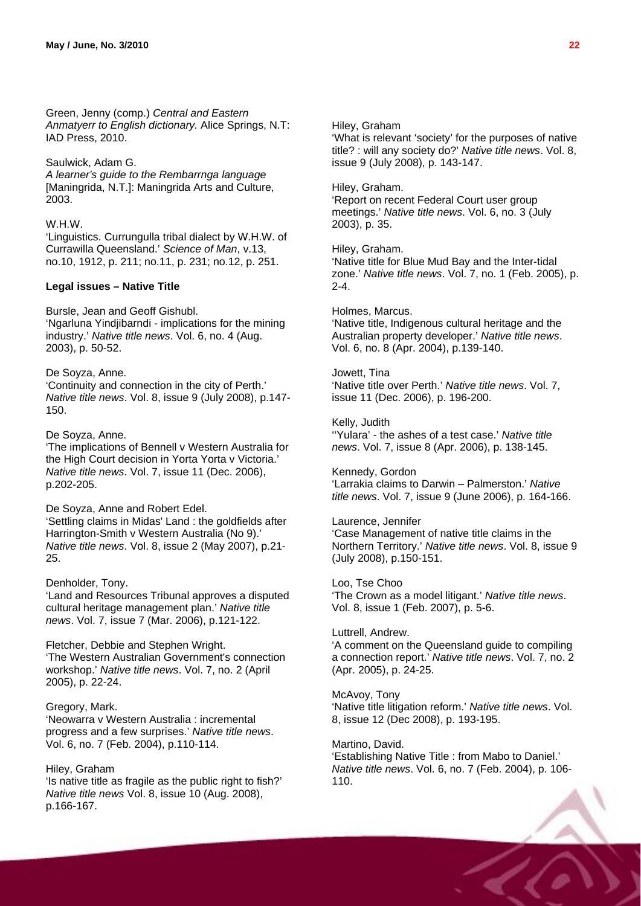Green, Jenny (comp.) *Central and Eastern Anmatyerr to English dictionary.* Alice Springs, N.T: IAD Press, 2010.

Saulwick, Adam G.
*A learner's guide to the Rembarrnga language* [Maningrida, N.T.]: Maningrida Arts and Culture, 2003.

W.H.W.
'Linguistics. Currungulla tribal dialect by W.H.W. of Currawilla Queensland.' *Science of Man*, v.13, no.10, 1912, p. 211; no.11, p. 231; no.12, p. 251.

**Legal issues – Native Title**

Bursle, Jean and Geoff Gishubl.
'Ngarluna Yindjibarndi - implications for the mining industry.' *Native title news*. Vol. 6, no. 4 (Aug. 2003), p. 50-52.

De Soyza, Anne.
'Continuity and connection in the city of Perth.' *Native title news*. Vol. 8, issue 9 (July 2008), p.147-150.

De Soyza, Anne.
'The implications of Bennell v Western Australia for the High Court decision in Yorta Yorta v Victoria.' *Native title news*. Vol. 7, issue 11 (Dec. 2006), p.202-205.

De Soyza, Anne and Robert Edel.
'Settling claims in Midas' Land : the goldfields after Harrington-Smith v Western Australia (No 9).' *Native title news*. Vol. 8, issue 2 (May 2007), p.21-25.

Denholder, Tony.
'Land and Resources Tribunal approves a disputed cultural heritage management plan.' *Native title news*. Vol. 7, issue 7 (Mar. 2006), p.121-122.

Fletcher, Debbie and Stephen Wright.
'The Western Australian Government's connection workshop.' *Native title news*. Vol. 7, no. 2 (April 2005), p. 22-24.

Gregory, Mark.
'Neowarra v Western Australia : incremental progress and a few surprises.' *Native title news*. Vol. 6, no. 7 (Feb. 2004), p.110-114.

Hiley, Graham
'Is native title as fragile as the public right to fish?' *Native title news* Vol. 8, issue 10 (Aug. 2008), p.166-167.

Hiley, Graham
'What is relevant 'society' for the purposes of native title? : will any society do?' *Native title news*. Vol. 8, issue 9 (July 2008), p. 143-147.

Hiley, Graham.
'Report on recent Federal Court user group meetings.' *Native title news*. Vol. 6, no. 3 (July 2003), p. 35.

Hiley, Graham.
'Native title for Blue Mud Bay and the Inter-tidal zone.' *Native title news*. Vol. 7, no. 1 (Feb. 2005), p. 2-4.

Holmes, Marcus.
'Native title, Indigenous cultural heritage and the Australian property developer.' *Native title news*. Vol. 6, no. 8 (Apr. 2004), p.139-140.

Jowett, Tina
'Native title over Perth.' *Native title news*. Vol. 7, issue 11 (Dec. 2006), p. 196-200.

Kelly, Judith
''Yulara' - the ashes of a test case.' *Native title news*. Vol. 7, issue 8 (Apr. 2006), p. 138-145.

Kennedy, Gordon
'Larrakia claims to Darwin – Palmerston.' *Native title news*. Vol. 7, issue 9 (June 2006), p. 164-166.

Laurence, Jennifer
'Case Management of native title claims in the Northern Territory.' *Native title news*. Vol. 8, issue 9 (July 2008), p.150-151.

Loo, Tse Choo
'The Crown as a model litigant.' *Native title news*. Vol. 8, issue 1 (Feb. 2007), p. 5-6.

Luttrell, Andrew.
'A comment on the Queensland guide to compiling a connection report.' *Native title news*. Vol. 7, no. 2 (Apr. 2005), p. 24-25.

McAvoy, Tony
'Native title litigation reform.' *Native title news*. Vol. 8, issue 12 (Dec 2008), p. 193-195.

Martino, David.
'Establishing Native Title : from Mabo to Daniel.' *Native title news*. Vol. 6, no. 7 (Feb. 2004), p. 106-110.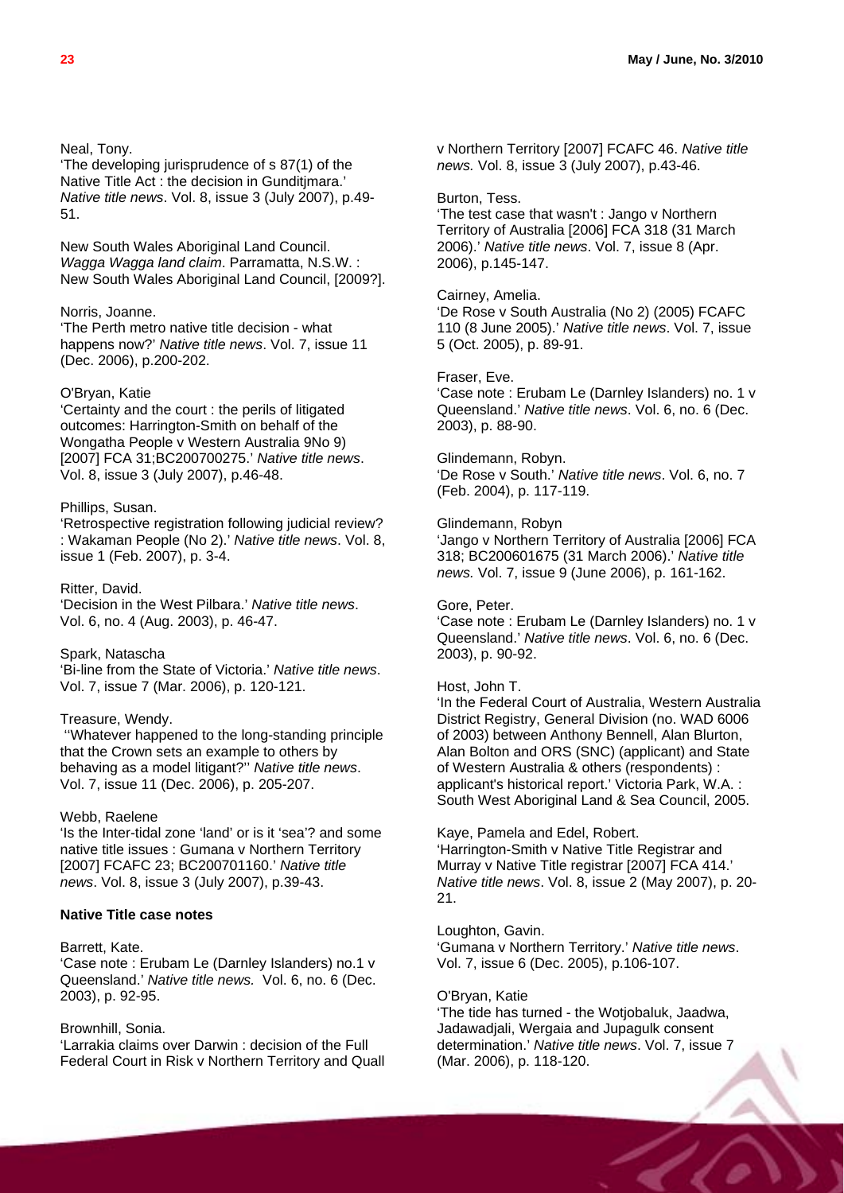Neal, Tony.
'The developing jurisprudence of s 87(1) of the Native Title Act : the decision in Gunditjmara.' *Native title news*. Vol. 8, issue 3 (July 2007), p.49-51.

New South Wales Aboriginal Land Council.
*Wagga Wagga land claim*. Parramatta, N.S.W. : New South Wales Aboriginal Land Council, [2009?].

Norris, Joanne.
'The Perth metro native title decision - what happens now?' *Native title news*. Vol. 7, issue 11 (Dec. 2006), p.200-202.

O'Bryan, Katie
'Certainty and the court : the perils of litigated outcomes: Harrington-Smith on behalf of the Wongatha People v Western Australia 9No 9) [2007] FCA 31;BC200700275.' *Native title news*. Vol. 8, issue 3 (July 2007), p.46-48.

Phillips, Susan.
'Retrospective registration following judicial review? : Wakaman People (No 2).' *Native title news*. Vol. 8, issue 1 (Feb. 2007), p. 3-4.

Ritter, David.
'Decision in the West Pilbara.' *Native title news*. Vol. 6, no. 4 (Aug. 2003), p. 46-47.

Spark, Natascha
'Bi-line from the State of Victoria.' *Native title news*. Vol. 7, issue 7 (Mar. 2006), p. 120-121.

Treasure, Wendy.
''Whatever happened to the long-standing principle that the Crown sets an example to others by behaving as a model litigant?'' *Native title news*. Vol. 7, issue 11 (Dec. 2006), p. 205-207.

Webb, Raelene
'Is the Inter-tidal zone 'land' or is it 'sea'? and some native title issues : Gumana v Northern Territory [2007] FCAFC 23; BC200701160.' *Native title news*. Vol. 8, issue 3 (July 2007), p.39-43.

**Native Title case notes**

Barrett, Kate.
'Case note : Erubam Le (Darnley Islanders) no.1 v Queensland.' *Native title news.* Vol. 6, no. 6 (Dec. 2003), p. 92-95.

Brownhill, Sonia.
'Larrakia claims over Darwin : decision of the Full Federal Court in Risk v Northern Territory and Quall v Northern Territory [2007] FCAFC 46. *Native title news.* Vol. 8, issue 3 (July 2007), p.43-46.

Burton, Tess.
'The test case that wasn't : Jango v Northern Territory of Australia [2006] FCA 318 (31 March 2006).' *Native title news*. Vol. 7, issue 8 (Apr. 2006), p.145-147.

Cairney, Amelia.
'De Rose v South Australia (No 2) (2005) FCAFC 110 (8 June 2005).' *Native title news*. Vol. 7, issue 5 (Oct. 2005), p. 89-91.

Fraser, Eve.
'Case note : Erubam Le (Darnley Islanders) no. 1 v Queensland.' *Native title news*. Vol. 6, no. 6 (Dec. 2003), p. 88-90.

Glindemann, Robyn.
'De Rose v South.' *Native title news*. Vol. 6, no. 7 (Feb. 2004), p. 117-119.

Glindemann, Robyn
'Jango v Northern Territory of Australia [2006] FCA 318; BC200601675 (31 March 2006).' *Native title news.* Vol. 7, issue 9 (June 2006), p. 161-162.

Gore, Peter.
'Case note : Erubam Le (Darnley Islanders) no. 1 v Queensland.' *Native title news*. Vol. 6, no. 6 (Dec. 2003), p. 90-92.

Host, John T.
'In the Federal Court of Australia, Western Australia District Registry, General Division (no. WAD 6006 of 2003) between Anthony Bennell, Alan Blurton, Alan Bolton and ORS (SNC) (applicant) and State of Western Australia & others (respondents) : applicant's historical report.' Victoria Park, W.A. : South West Aboriginal Land & Sea Council, 2005.

Kaye, Pamela and Edel, Robert.
'Harrington-Smith v Native Title Registrar and Murray v Native Title registrar [2007] FCA 414.' *Native title news*. Vol. 8, issue 2 (May 2007), p. 20-21.

Loughton, Gavin.
'Gumana v Northern Territory.' *Native title news*. Vol. 7, issue 6 (Dec. 2005), p.106-107.

O'Bryan, Katie
'The tide has turned - the Wotjobaluk, Jaadwa, Jadawadjali, Wergaia and Jupagulk consent determination.' *Native title news*. Vol. 7, issue 7 (Mar. 2006), p. 118-120.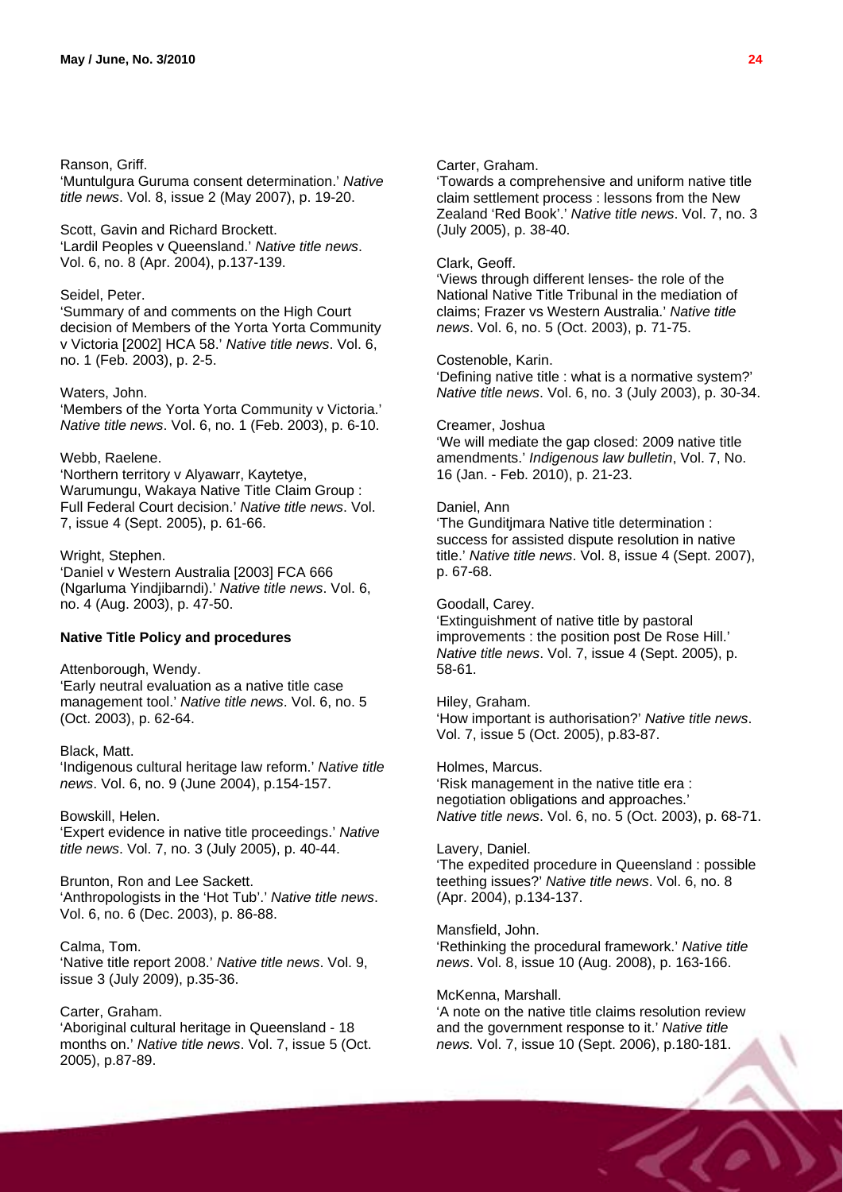Ranson, Griff.
'Muntulgura Guruma consent determination.' *Native title news*. Vol. 8, issue 2 (May 2007), p. 19-20.

Scott, Gavin and Richard Brockett.
'Lardil Peoples v Queensland.' *Native title news*. Vol. 6, no. 8 (Apr. 2004), p.137-139.

Seidel, Peter.
'Summary of and comments on the High Court decision of Members of the Yorta Yorta Community v Victoria [2002] HCA 58.' *Native title news*. Vol. 6, no. 1 (Feb. 2003), p. 2-5.

Waters, John.
'Members of the Yorta Yorta Community v Victoria.' *Native title news*. Vol. 6, no. 1 (Feb. 2003), p. 6-10.

Webb, Raelene.
'Northern territory v Alyawarr, Kaytetye, Warumungu, Wakaya Native Title Claim Group : Full Federal Court decision.' *Native title news*. Vol. 7, issue 4 (Sept. 2005), p. 61-66.

Wright, Stephen.
'Daniel v Western Australia [2003] FCA 666 (Ngarluma Yindjibarndi).' *Native title news*. Vol. 6, no. 4 (Aug. 2003), p. 47-50.

**Native Title Policy and procedures**

Attenborough, Wendy.
'Early neutral evaluation as a native title case management tool.' *Native title news*. Vol. 6, no. 5 (Oct. 2003), p. 62-64.

Black, Matt.
'Indigenous cultural heritage law reform.' *Native title news*. Vol. 6, no. 9 (June 2004), p.154-157.

Bowskill, Helen.
'Expert evidence in native title proceedings.' *Native title news*. Vol. 7, no. 3 (July 2005), p. 40-44.

Brunton, Ron and Lee Sackett.
'Anthropologists in the 'Hot Tub'.' *Native title news*. Vol. 6, no. 6 (Dec. 2003), p. 86-88.

Calma, Tom.
'Native title report 2008.' *Native title news*. Vol. 9, issue 3 (July 2009), p.35-36.

Carter, Graham.
'Aboriginal cultural heritage in Queensland - 18 months on.' *Native title news*. Vol. 7, issue 5 (Oct. 2005), p.87-89.

Carter, Graham.
'Towards a comprehensive and uniform native title claim settlement process : lessons from the New Zealand 'Red Book'.' *Native title news*. Vol. 7, no. 3 (July 2005), p. 38-40.

Clark, Geoff.
'Views through different lenses- the role of the National Native Title Tribunal in the mediation of claims; Frazer vs Western Australia.' *Native title news*. Vol. 6, no. 5 (Oct. 2003), p. 71-75.

Costenoble, Karin.
'Defining native title : what is a normative system?' *Native title news*. Vol. 6, no. 3 (July 2003), p. 30-34.

Creamer, Joshua
'We will mediate the gap closed: 2009 native title amendments.' *Indigenous law bulletin*, Vol. 7, No. 16 (Jan. - Feb. 2010), p. 21-23.

Daniel, Ann
'The Gunditjmara Native title determination : success for assisted dispute resolution in native title.' *Native title news*. Vol. 8, issue 4 (Sept. 2007), p. 67-68.

Goodall, Carey.
'Extinguishment of native title by pastoral improvements : the position post De Rose Hill.' *Native title news*. Vol. 7, issue 4 (Sept. 2005), p. 58-61.

Hiley, Graham.
'How important is authorisation?' *Native title news*. Vol. 7, issue 5 (Oct. 2005), p.83-87.

Holmes, Marcus.
'Risk management in the native title era : negotiation obligations and approaches.' *Native title news*. Vol. 6, no. 5 (Oct. 2003), p. 68-71.

Lavery, Daniel.
'The expedited procedure in Queensland : possible teething issues?' *Native title news*. Vol. 6, no. 8 (Apr. 2004), p.134-137.

Mansfield, John.
'Rethinking the procedural framework.' *Native title news*. Vol. 8, issue 10 (Aug. 2008), p. 163-166.

McKenna, Marshall.
'A note on the native title claims resolution review and the government response to it.' *Native title news.* Vol. 7, issue 10 (Sept. 2006), p.180-181.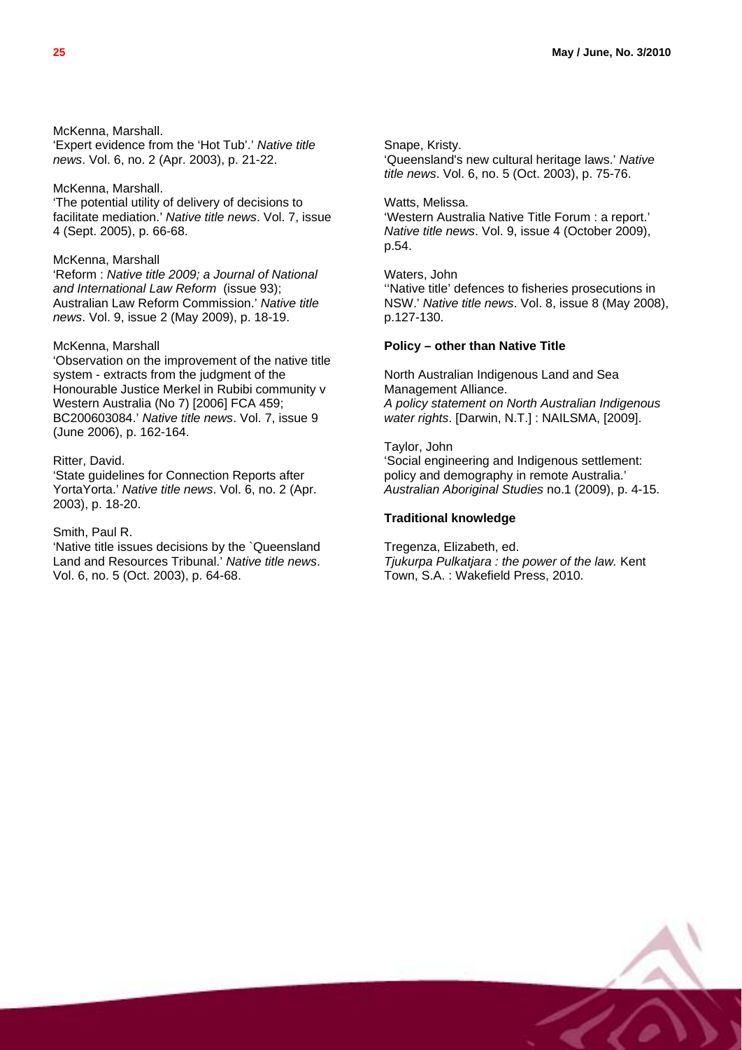McKenna, Marshall.
'Expert evidence from the 'Hot Tub'.' *Native title news*. Vol. 6, no. 2 (Apr. 2003), p. 21-22.

McKenna, Marshall.
'The potential utility of delivery of decisions to facilitate mediation.' *Native title news*. Vol. 7, issue 4 (Sept. 2005), p. 66-68.

McKenna, Marshall
'Reform : *Native title 2009; a Journal of National and International Law Reform* (issue 93); Australian Law Reform Commission.' *Native title news*. Vol. 9, issue 2 (May 2009), p. 18-19.

McKenna, Marshall
'Observation on the improvement of the native title system - extracts from the judgment of the Honourable Justice Merkel in Rubibi community v Western Australia (No 7) [2006] FCA 459; BC200603084.' *Native title news*. Vol. 7, issue 9 (June 2006), p. 162-164.

Ritter, David.
'State guidelines for Connection Reports after YortaYorta.' *Native title news*. Vol. 6, no. 2 (Apr. 2003), p. 18-20.

Smith, Paul R.
'Native title issues decisions by the `Queensland Land and Resources Tribunal.' *Native title news*. Vol. 6, no. 5 (Oct. 2003), p. 64-68.

Snape, Kristy.
'Queensland's new cultural heritage laws.' *Native title news*. Vol. 6, no. 5 (Oct. 2003), p. 75-76.

Watts, Melissa.
'Western Australia Native Title Forum : a report.' *Native title news*. Vol. 9, issue 4 (October 2009), p.54.

Waters, John
''Native title' defences to fisheries prosecutions in NSW.' *Native title news*. Vol. 8, issue 8 (May 2008), p.127-130.

**Policy – other than Native Title**

North Australian Indigenous Land and Sea Management Alliance.
*A policy statement on North Australian Indigenous water rights*. [Darwin, N.T.] : NAILSMA, [2009].

Taylor, John
'Social engineering and Indigenous settlement: policy and demography in remote Australia.' *Australian Aboriginal Studies* no.1 (2009), p. 4-15.

**Traditional knowledge**

Tregenza, Elizabeth, ed.
*Tjukurpa Pulkatjara : the power of the law.* Kent Town, S.A. : Wakefield Press, 2010.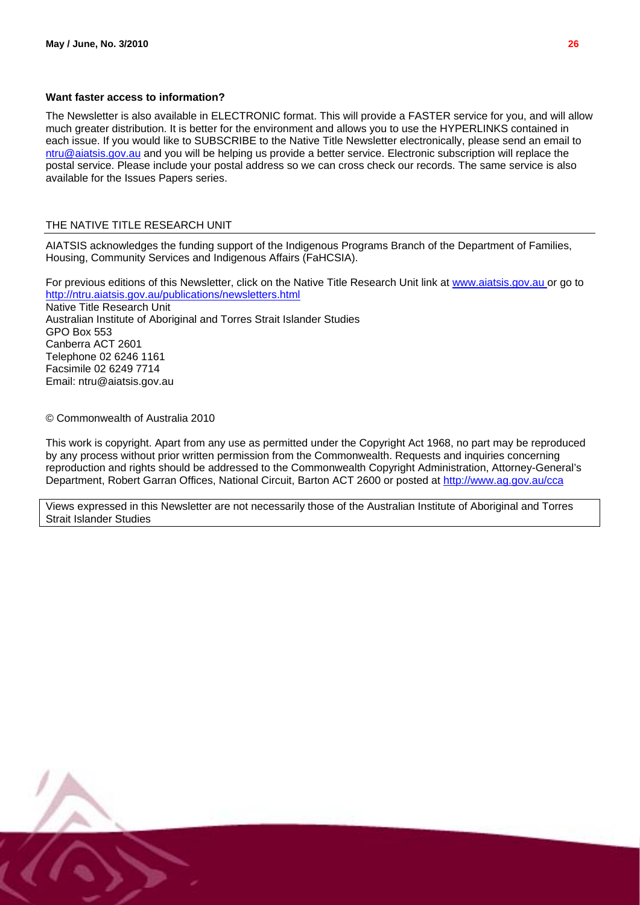**Want faster access to information?**

The Newsletter is also available in ELECTRONIC format. This will provide a FASTER service for you, and will allow much greater distribution. It is better for the environment and allows you to use the HYPERLINKS contained in each issue. If you would like to SUBSCRIBE to the Native Title Newsletter electronically, please send an email to ntru@aiatsis.gov.au and you will be helping us provide a better service. Electronic subscription will replace the postal service. Please include your postal address so we can cross check our records. The same service is also available for the Issues Papers series.

## THE NATIVE TITLE RESEARCH UNIT

AIATSIS acknowledges the funding support of the Indigenous Programs Branch of the Department of Families, Housing, Community Services and Indigenous Affairs (FaHCSIA).

For previous editions of this Newsletter, click on the Native Title Research Unit link at www.aiatsis.gov.au or go to http://ntru.aiatsis.gov.au/publications/newsletters.html

Native Title Research Unit
Australian Institute of Aboriginal and Torres Strait Islander Studies
GPO Box 553
Canberra ACT 2601
Telephone 02 6246 1161
Facsimile 02 6249 7714
Email: ntru@aiatsis.gov.au

© Commonwealth of Australia 2010

This work is copyright. Apart from any use as permitted under the Copyright Act 1968, no part may be reproduced by any process without prior written permission from the Commonwealth. Requests and inquiries concerning reproduction and rights should be addressed to the Commonwealth Copyright Administration, Attorney-General's Department, Robert Garran Offices, National Circuit, Barton ACT 2600 or posted at http://www.ag.gov.au/cca

Views expressed in this Newsletter are not necessarily those of the Australian Institute of Aboriginal and Torres Strait Islander Studies